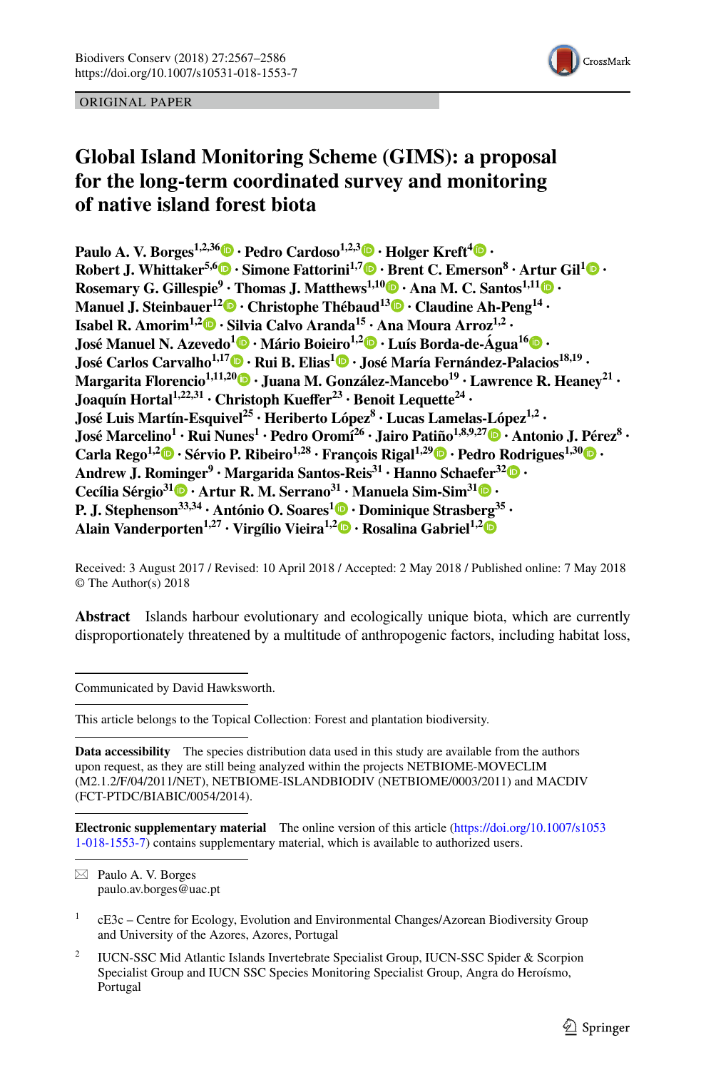ORIGINAL PAPER

# Global Island Monitoring Scheme (GIMS): a proposal for the long-term coordinated survey and monitoring of native island forest biota

**Paulo A. V. Borges[1,2,36] · Pedro Cardoso[1,2,3] · Holger Kreft[4] · Robert J. Whittaker[5,6] · Simone Fattorini[1,7] · Brent C. Emerson[8] · Artur Gil[1] · Rosemary G. Gillespie[9] · Thomas J. Matthews[1,10] · Ana M. C. Santos[1,11] · Manuel J. Steinbauer[12] · Christophe Thébaud[13] · Claudine Ah-Peng[14] · Isabel R. Amorim[1,2] · Silvia Calvo Aranda[15] · Ana Moura Arroz[1,2] · José Manuel N. Azevedo[1] · Mário Boieiro[1,2] · Luís Borda-de-Água[16] · José Carlos Carvalho[1,17] · Rui B. Elias[1] · José María Fernández-Palacios[18,19] · Margarita Florencio[1,11,20] · Juana M. González-Mancebo[19] · Lawrence R. Heaney[21] · Joaquín Hortal[1,22,31] · Christoph Kueffer[23] · Benoit Lequette[24] · José Luis Martín-Esquivel[25] · Heriberto López[8] · Lucas Lamelas-López[1,2] · José Marcelino[1] · Rui Nunes[1] · Pedro Oromí[26] · Jairo Patiño[1,8,9,27] · Antonio J. Pérez[8] · Carla Rego[1,2] · Sérvio P. Ribeiro[1,28] · François Rigal[1,29] · Pedro Rodrigues[1,30] · Andrew J. Rominger[9] · Margarida Santos-Reis[31] · Hanno Schaefer[32] · Cecília Sérgio[31] · Artur R. M. Serrano[31] · Manuela Sim-Sim[31] · P. J. Stephenson[33,34] · António O. Soares[1] · Dominique Strasberg[35] · Alain Vanderporten[1,27] · Virgílio Vieira[1,2] · Rosalina Gabriel[1,2]**

Received: 3 August 2017 / Revised: 10 April 2018 / Accepted: 2 May 2018 / Published online: 7 May 2018
© The Author(s) 2018

**Abstract** Islands harbour evolutionary and ecologically unique biota, which are currently disproportionately threatened by a multitude of anthropogenic factors, including habitat loss,

---

Communicated by David Hawksworth.

This article belongs to the Topical Collection: Forest and plantation biodiversity.

**Data accessibility** The species distribution data used in this study are available from the authors upon request, as they are still being analyzed within the projects NETBIOME-MOVECLIM (M2.1.2/F/04/2011/NET), NETBIOME-ISLANDBIODIV (NETBIOME/0003/2011) and MACDIV (FCT-PTDC/BIABIC/0054/2014).

**Electronic supplementary material** The online version of this article (https://doi.org/10.1007/s10531-018-1553-7) contains supplementary material, which is available to authorized users.

✉ Paulo A. V. Borges
paulo.av.borges@uac.pt

[1] cE3c – Centre for Ecology, Evolution and Environmental Changes/Azorean Biodiversity Group and University of the Azores, Azores, Portugal

[2] IUCN-SSC Mid Atlantic Islands Invertebrate Specialist Group, IUCN-SSC Spider & Scorpion Specialist Group and IUCN SSC Species Monitoring Specialist Group, Angra do Heroísmo, Portugal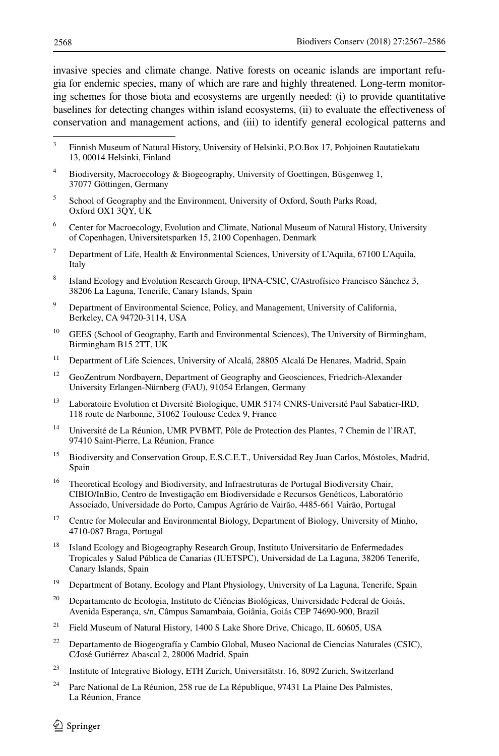invasive species and climate change. Native forests on oceanic islands are important refugia for endemic species, many of which are rare and highly threatened. Long-term monitoring schemes for those biota and ecosystems are urgently needed: (i) to provide quantitative baselines for detecting changes within island ecosystems, (ii) to evaluate the effectiveness of conservation and management actions, and (iii) to identify general ecological patterns and

---

[3] Finnish Museum of Natural History, University of Helsinki, P.O.Box 17, Pohjoinen Rautatiekatu 13, 00014 Helsinki, Finland

[4] Biodiversity, Macroecology & Biogeography, University of Goettingen, Büsgenweg 1, 37077 Göttingen, Germany

[5] School of Geography and the Environment, University of Oxford, South Parks Road, Oxford OX1 3QY, UK

[6] Center for Macroecology, Evolution and Climate, National Museum of Natural History, University of Copenhagen, Universitetsparken 15, 2100 Copenhagen, Denmark

[7] Department of Life, Health & Environmental Sciences, University of L'Aquila, 67100 L'Aquila, Italy

[8] Island Ecology and Evolution Research Group, IPNA-CSIC, C/Astrofísico Francisco Sánchez 3, 38206 La Laguna, Tenerife, Canary Islands, Spain

[9] Department of Environmental Science, Policy, and Management, University of California, Berkeley, CA 94720-3114, USA

[10] GEES (School of Geography, Earth and Environmental Sciences), The University of Birmingham, Birmingham B15 2TT, UK

[11] Department of Life Sciences, University of Alcalá, 28805 Alcalá De Henares, Madrid, Spain

[12] GeoZentrum Nordbayern, Department of Geography and Geosciences, Friedrich-Alexander University Erlangen-Nürnberg (FAU), 91054 Erlangen, Germany

[13] Laboratoire Evolution et Diversité Biologique, UMR 5174 CNRS-Université Paul Sabatier-IRD, 118 route de Narbonne, 31062 Toulouse Cedex 9, France

[14] Université de La Réunion, UMR PVBMT, Pôle de Protection des Plantes, 7 Chemin de l'IRAT, 97410 Saint-Pierre, La Réunion, France

[15] Biodiversity and Conservation Group, E.S.C.E.T., Universidad Rey Juan Carlos, Móstoles, Madrid, Spain

[16] Theoretical Ecology and Biodiversity, and Infraestruturas de Portugal Biodiversity Chair, CIBIO/InBio, Centro de Investigação em Biodiversidade e Recursos Genéticos, Laboratório Associado, Universidade do Porto, Campus Agrário de Vairão, 4485-661 Vairão, Portugal

[17] Centre for Molecular and Environmental Biology, Department of Biology, University of Minho, 4710-087 Braga, Portugal

[18] Island Ecology and Biogeography Research Group, Instituto Universitario de Enfermedades Tropicales y Salud Pública de Canarias (IUETSPC), Universidad de La Laguna, 38206 Tenerife, Canary Islands, Spain

[19] Department of Botany, Ecology and Plant Physiology, University of La Laguna, Tenerife, Spain

[20] Departamento de Ecologia, Instituto de Ciências Biológicas, Universidade Federal de Goiás, Avenida Esperança, s/n, Câmpus Samambaia, Goiânia, Goiás CEP 74690-900, Brazil

[21] Field Museum of Natural History, 1400 S Lake Shore Drive, Chicago, IL 60605, USA

[22] Departamento de Biogeografía y Cambio Global, Museo Nacional de Ciencias Naturales (CSIC), C/José Gutiérrez Abascal 2, 28006 Madrid, Spain

[23] Institute of Integrative Biology, ETH Zurich, Universitätstr. 16, 8092 Zurich, Switzerland

[24] Parc National de La Réunion, 258 rue de La République, 97431 La Plaine Des Palmistes, La Réunion, France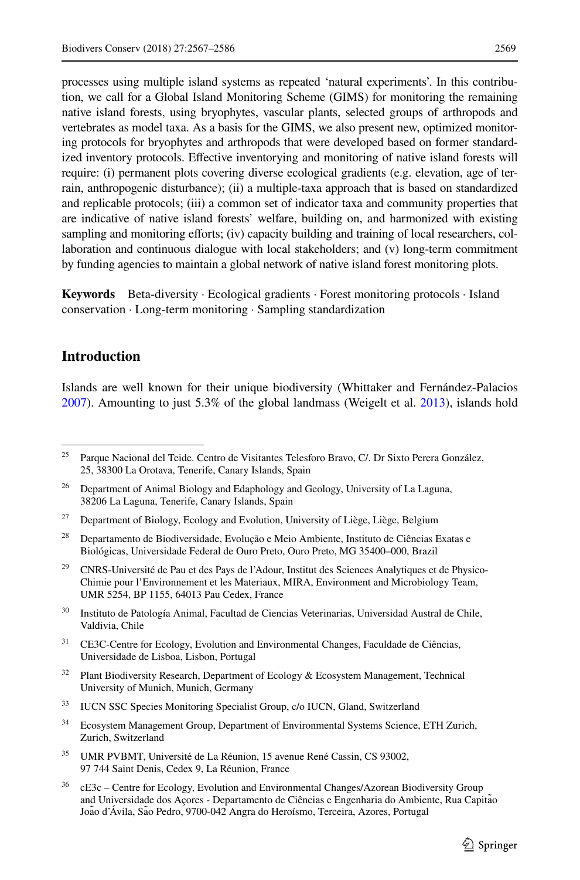processes using multiple island systems as repeated 'natural experiments'. In this contribution, we call for a Global Island Monitoring Scheme (GIMS) for monitoring the remaining native island forests, using bryophytes, vascular plants, selected groups of arthropods and vertebrates as model taxa. As a basis for the GIMS, we also present new, optimized monitoring protocols for bryophytes and arthropods that were developed based on former standardized inventory protocols. Effective inventorying and monitoring of native island forests will require: (i) permanent plots covering diverse ecological gradients (e.g. elevation, age of terrain, anthropogenic disturbance); (ii) a multiple-taxa approach that is based on standardized and replicable protocols; (iii) a common set of indicator taxa and community properties that are indicative of native island forests' welfare, building on, and harmonized with existing sampling and monitoring efforts; (iv) capacity building and training of local researchers, collaboration and continuous dialogue with local stakeholders; and (v) long-term commitment by funding agencies to maintain a global network of native island forest monitoring plots.

**Keywords** Beta-diversity · Ecological gradients · Forest monitoring protocols · Island conservation · Long-term monitoring · Sampling standardization

## Introduction

Islands are well known for their unique biodiversity (Whittaker and Fernández-Palacios 2007). Amounting to just 5.3% of the global landmass (Weigelt et al. 2013), islands hold

---

[25] Parque Nacional del Teide. Centro de Visitantes Telesforo Bravo, C/. Dr Sixto Perera González, 25, 38300 La Orotava, Tenerife, Canary Islands, Spain

[26] Department of Animal Biology and Edaphology and Geology, University of La Laguna, 38206 La Laguna, Tenerife, Canary Islands, Spain

[27] Department of Biology, Ecology and Evolution, University of Liège, Liège, Belgium

[28] Departamento de Biodiversidade, Evolução e Meio Ambiente, Instituto de Ciências Exatas e Biológicas, Universidade Federal de Ouro Preto, Ouro Preto, MG 35400–000, Brazil

[29] CNRS-Université de Pau et des Pays de l'Adour, Institut des Sciences Analytiques et de Physico-Chimie pour l'Environnement et les Materiaux, MIRA, Environment and Microbiology Team, UMR 5254, BP 1155, 64013 Pau Cedex, France

[30] Instituto de Patología Animal, Facultad de Ciencias Veterinarias, Universidad Austral de Chile, Valdivia, Chile

[31] CE3C-Centre for Ecology, Evolution and Environmental Changes, Faculdade de Ciências, Universidade de Lisboa, Lisbon, Portugal

[32] Plant Biodiversity Research, Department of Ecology & Ecosystem Management, Technical University of Munich, Munich, Germany

[33] IUCN SSC Species Monitoring Specialist Group, c/o IUCN, Gland, Switzerland

[34] Ecosystem Management Group, Department of Environmental Systems Science, ETH Zurich, Zurich, Switzerland

[35] UMR PVBMT, Université de La Réunion, 15 avenue René Cassin, CS 93002, 97 744 Saint Denis, Cedex 9, La Réunion, France

[36] cE3c – Centre for Ecology, Evolution and Environmental Changes/Azorean Biodiversity Group and Universidade dos Açores - Departamento de Ciências e Engenharia do Ambiente, Rua Capitão João d'Ávila, São Pedro, 9700-042 Angra do Heroísmo, Terceira, Azores, Portugal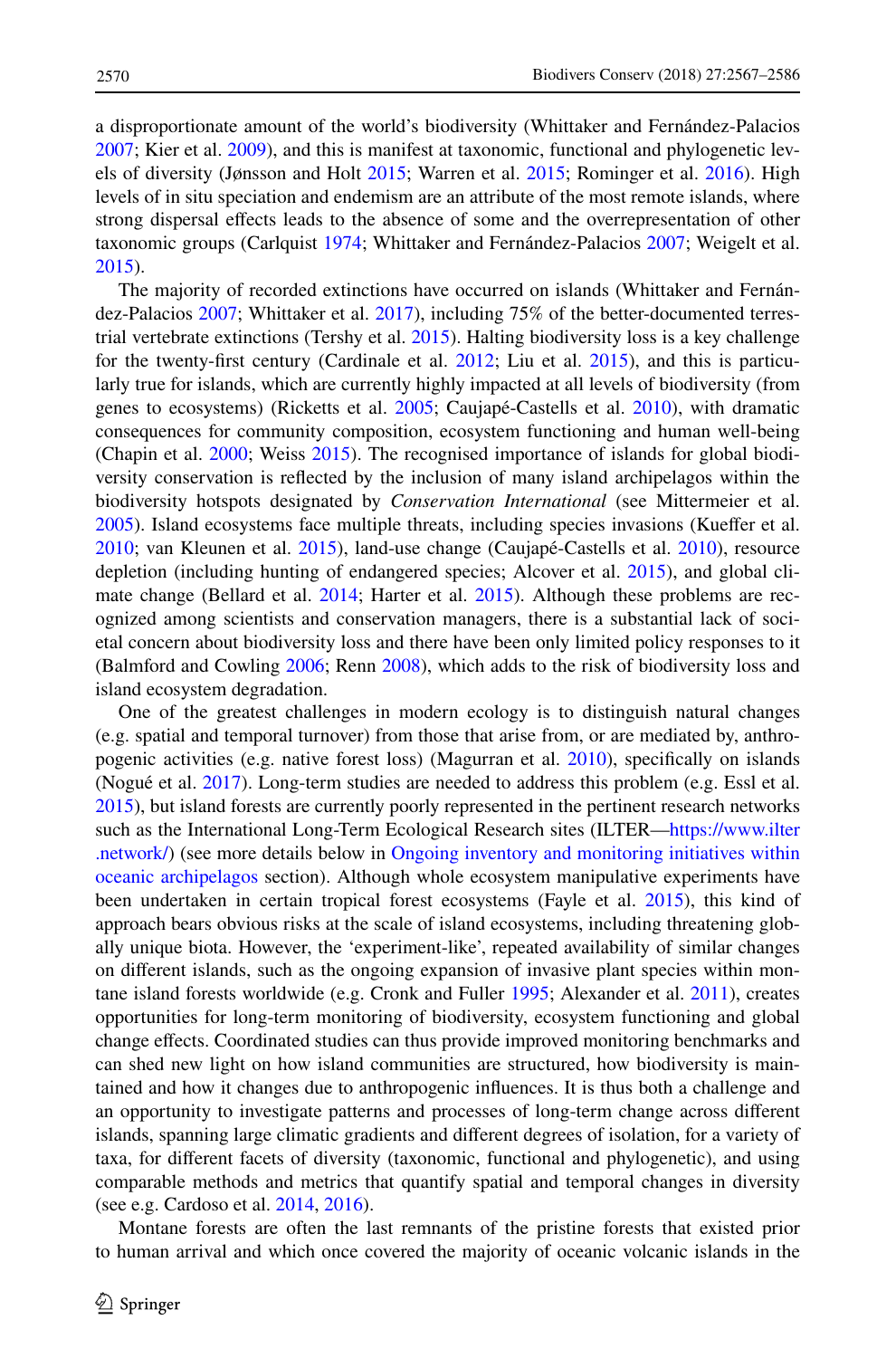a disproportionate amount of the world's biodiversity (Whittaker and Fernández-Palacios 2007; Kier et al. 2009), and this is manifest at taxonomic, functional and phylogenetic levels of diversity (Jønsson and Holt 2015; Warren et al. 2015; Rominger et al. 2016). High levels of in situ speciation and endemism are an attribute of the most remote islands, where strong dispersal effects leads to the absence of some and the overrepresentation of other taxonomic groups (Carlquist 1974; Whittaker and Fernández-Palacios 2007; Weigelt et al. 2015).

The majority of recorded extinctions have occurred on islands (Whittaker and Fernández-Palacios 2007; Whittaker et al. 2017), including 75% of the better-documented terrestrial vertebrate extinctions (Tershy et al. 2015). Halting biodiversity loss is a key challenge for the twenty-first century (Cardinale et al. 2012; Liu et al. 2015), and this is particularly true for islands, which are currently highly impacted at all levels of biodiversity (from genes to ecosystems) (Ricketts et al. 2005; Caujapé-Castells et al. 2010), with dramatic consequences for community composition, ecosystem functioning and human well-being (Chapin et al. 2000; Weiss 2015). The recognised importance of islands for global biodiversity conservation is reflected by the inclusion of many island archipelagos within the biodiversity hotspots designated by *Conservation International* (see Mittermeier et al. 2005). Island ecosystems face multiple threats, including species invasions (Kueffer et al. 2010; van Kleunen et al. 2015), land-use change (Caujapé-Castells et al. 2010), resource depletion (including hunting of endangered species; Alcover et al. 2015), and global climate change (Bellard et al. 2014; Harter et al. 2015). Although these problems are recognized among scientists and conservation managers, there is a substantial lack of societal concern about biodiversity loss and there have been only limited policy responses to it (Balmford and Cowling 2006; Renn 2008), which adds to the risk of biodiversity loss and island ecosystem degradation.

One of the greatest challenges in modern ecology is to distinguish natural changes (e.g. spatial and temporal turnover) from those that arise from, or are mediated by, anthropogenic activities (e.g. native forest loss) (Magurran et al. 2010), specifically on islands (Nogué et al. 2017). Long-term studies are needed to address this problem (e.g. Essl et al. 2015), but island forests are currently poorly represented in the pertinent research networks such as the International Long-Term Ecological Research sites (ILTER—https://www.ilter.network/) (see more details below in Ongoing inventory and monitoring initiatives within oceanic archipelagos section). Although whole ecosystem manipulative experiments have been undertaken in certain tropical forest ecosystems (Fayle et al. 2015), this kind of approach bears obvious risks at the scale of island ecosystems, including threatening globally unique biota. However, the 'experiment-like', repeated availability of similar changes on different islands, such as the ongoing expansion of invasive plant species within montane island forests worldwide (e.g. Cronk and Fuller 1995; Alexander et al. 2011), creates opportunities for long-term monitoring of biodiversity, ecosystem functioning and global change effects. Coordinated studies can thus provide improved monitoring benchmarks and can shed new light on how island communities are structured, how biodiversity is maintained and how it changes due to anthropogenic influences. It is thus both a challenge and an opportunity to investigate patterns and processes of long-term change across different islands, spanning large climatic gradients and different degrees of isolation, for a variety of taxa, for different facets of diversity (taxonomic, functional and phylogenetic), and using comparable methods and metrics that quantify spatial and temporal changes in diversity (see e.g. Cardoso et al. 2014, 2016).

Montane forests are often the last remnants of the pristine forests that existed prior to human arrival and which once covered the majority of oceanic volcanic islands in the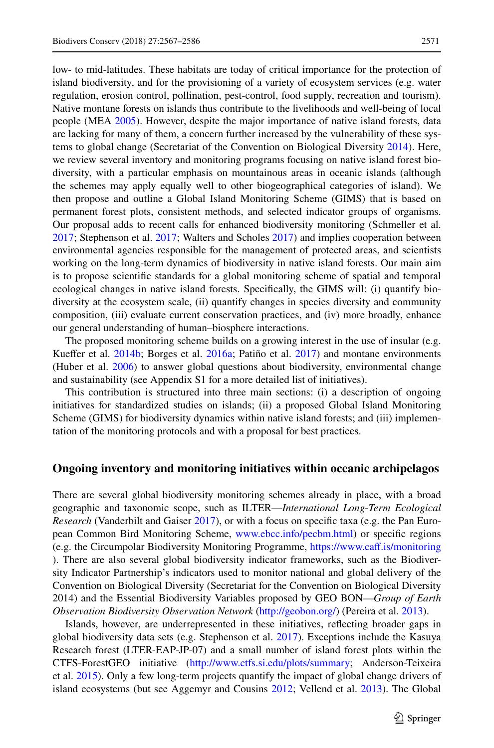low- to mid-latitudes. These habitats are today of critical importance for the protection of island biodiversity, and for the provisioning of a variety of ecosystem services (e.g. water regulation, erosion control, pollination, pest-control, food supply, recreation and tourism). Native montane forests on islands thus contribute to the livelihoods and well-being of local people (MEA 2005). However, despite the major importance of native island forests, data are lacking for many of them, a concern further increased by the vulnerability of these systems to global change (Secretariat of the Convention on Biological Diversity 2014). Here, we review several inventory and monitoring programs focusing on native island forest biodiversity, with a particular emphasis on mountainous areas in oceanic islands (although the schemes may apply equally well to other biogeographical categories of island). We then propose and outline a Global Island Monitoring Scheme (GIMS) that is based on permanent forest plots, consistent methods, and selected indicator groups of organisms. Our proposal adds to recent calls for enhanced biodiversity monitoring (Schmeller et al. 2017; Stephenson et al. 2017; Walters and Scholes 2017) and implies cooperation between environmental agencies responsible for the management of protected areas, and scientists working on the long-term dynamics of biodiversity in native island forests. Our main aim is to propose scientific standards for a global monitoring scheme of spatial and temporal ecological changes in native island forests. Specifically, the GIMS will: (i) quantify biodiversity at the ecosystem scale, (ii) quantify changes in species diversity and community composition, (iii) evaluate current conservation practices, and (iv) more broadly, enhance our general understanding of human–biosphere interactions.

The proposed monitoring scheme builds on a growing interest in the use of insular (e.g. Kueffer et al. 2014b; Borges et al. 2016a; Patiño et al. 2017) and montane environments (Huber et al. 2006) to answer global questions about biodiversity, environmental change and sustainability (see Appendix S1 for a more detailed list of initiatives).

This contribution is structured into three main sections: (i) a description of ongoing initiatives for standardized studies on islands; (ii) a proposed Global Island Monitoring Scheme (GIMS) for biodiversity dynamics within native island forests; and (iii) implementation of the monitoring protocols and with a proposal for best practices.

## Ongoing inventory and monitoring initiatives within oceanic archipelagos

There are several global biodiversity monitoring schemes already in place, with a broad geographic and taxonomic scope, such as ILTER—*International Long-Term Ecological Research* (Vanderbilt and Gaiser 2017), or with a focus on specific taxa (e.g. the Pan European Common Bird Monitoring Scheme, www.ebcc.info/pecbm.html) or specific regions (e.g. the Circumpolar Biodiversity Monitoring Programme, https://www.caff.is/monitoring). There are also several global biodiversity indicator frameworks, such as the Biodiversity Indicator Partnership's indicators used to monitor national and global delivery of the Convention on Biological Diversity (Secretariat for the Convention on Biological Diversity 2014) and the Essential Biodiversity Variables proposed by GEO BON—*Group of Earth Observation Biodiversity Observation Network* (http://geobon.org/) (Pereira et al. 2013).

Islands, however, are underrepresented in these initiatives, reflecting broader gaps in global biodiversity data sets (e.g. Stephenson et al. 2017). Exceptions include the Kasuya Research forest (LTER-EAP-JP-07) and a small number of island forest plots within the CTFS-ForestGEO initiative (http://www.ctfs.si.edu/plots/summary; Anderson-Teixeira et al. 2015). Only a few long-term projects quantify the impact of global change drivers of island ecosystems (but see Aggemyr and Cousins 2012; Vellend et al. 2013). The Global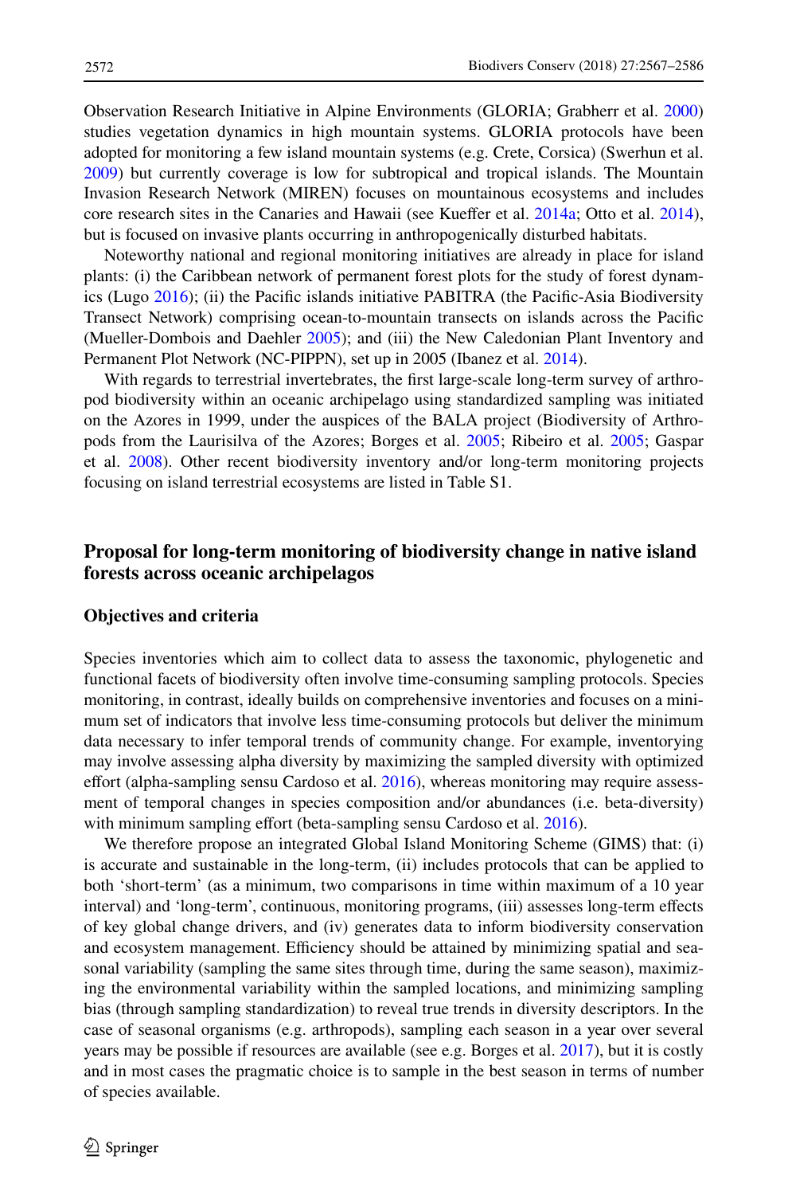Observation Research Initiative in Alpine Environments (GLORIA; Grabherr et al. 2000) studies vegetation dynamics in high mountain systems. GLORIA protocols have been adopted for monitoring a few island mountain systems (e.g. Crete, Corsica) (Swerhun et al. 2009) but currently coverage is low for subtropical and tropical islands. The Mountain Invasion Research Network (MIREN) focuses on mountainous ecosystems and includes core research sites in the Canaries and Hawaii (see Kueffer et al. 2014a; Otto et al. 2014), but is focused on invasive plants occurring in anthropogenically disturbed habitats.

Noteworthy national and regional monitoring initiatives are already in place for island plants: (i) the Caribbean network of permanent forest plots for the study of forest dynamics (Lugo 2016); (ii) the Pacific islands initiative PABITRA (the Pacific-Asia Biodiversity Transect Network) comprising ocean-to-mountain transects on islands across the Pacific (Mueller-Dombois and Daehler 2005); and (iii) the New Caledonian Plant Inventory and Permanent Plot Network (NC-PIPPN), set up in 2005 (Ibanez et al. 2014).

With regards to terrestrial invertebrates, the first large-scale long-term survey of arthropod biodiversity within an oceanic archipelago using standardized sampling was initiated on the Azores in 1999, under the auspices of the BALA project (Biodiversity of Arthropods from the Laurisilva of the Azores; Borges et al. 2005; Ribeiro et al. 2005; Gaspar et al. 2008). Other recent biodiversity inventory and/or long-term monitoring projects focusing on island terrestrial ecosystems are listed in Table S1.

## Proposal for long-term monitoring of biodiversity change in native island forests across oceanic archipelagos

### Objectives and criteria

Species inventories which aim to collect data to assess the taxonomic, phylogenetic and functional facets of biodiversity often involve time-consuming sampling protocols. Species monitoring, in contrast, ideally builds on comprehensive inventories and focuses on a minimum set of indicators that involve less time-consuming protocols but deliver the minimum data necessary to infer temporal trends of community change. For example, inventorying may involve assessing alpha diversity by maximizing the sampled diversity with optimized effort (alpha-sampling sensu Cardoso et al. 2016), whereas monitoring may require assessment of temporal changes in species composition and/or abundances (i.e. beta-diversity) with minimum sampling effort (beta-sampling sensu Cardoso et al. 2016).

We therefore propose an integrated Global Island Monitoring Scheme (GIMS) that: (i) is accurate and sustainable in the long-term, (ii) includes protocols that can be applied to both 'short-term' (as a minimum, two comparisons in time within maximum of a 10 year interval) and 'long-term', continuous, monitoring programs, (iii) assesses long-term effects of key global change drivers, and (iv) generates data to inform biodiversity conservation and ecosystem management. Efficiency should be attained by minimizing spatial and seasonal variability (sampling the same sites through time, during the same season), maximizing the environmental variability within the sampled locations, and minimizing sampling bias (through sampling standardization) to reveal true trends in diversity descriptors. In the case of seasonal organisms (e.g. arthropods), sampling each season in a year over several years may be possible if resources are available (see e.g. Borges et al. 2017), but it is costly and in most cases the pragmatic choice is to sample in the best season in terms of number of species available.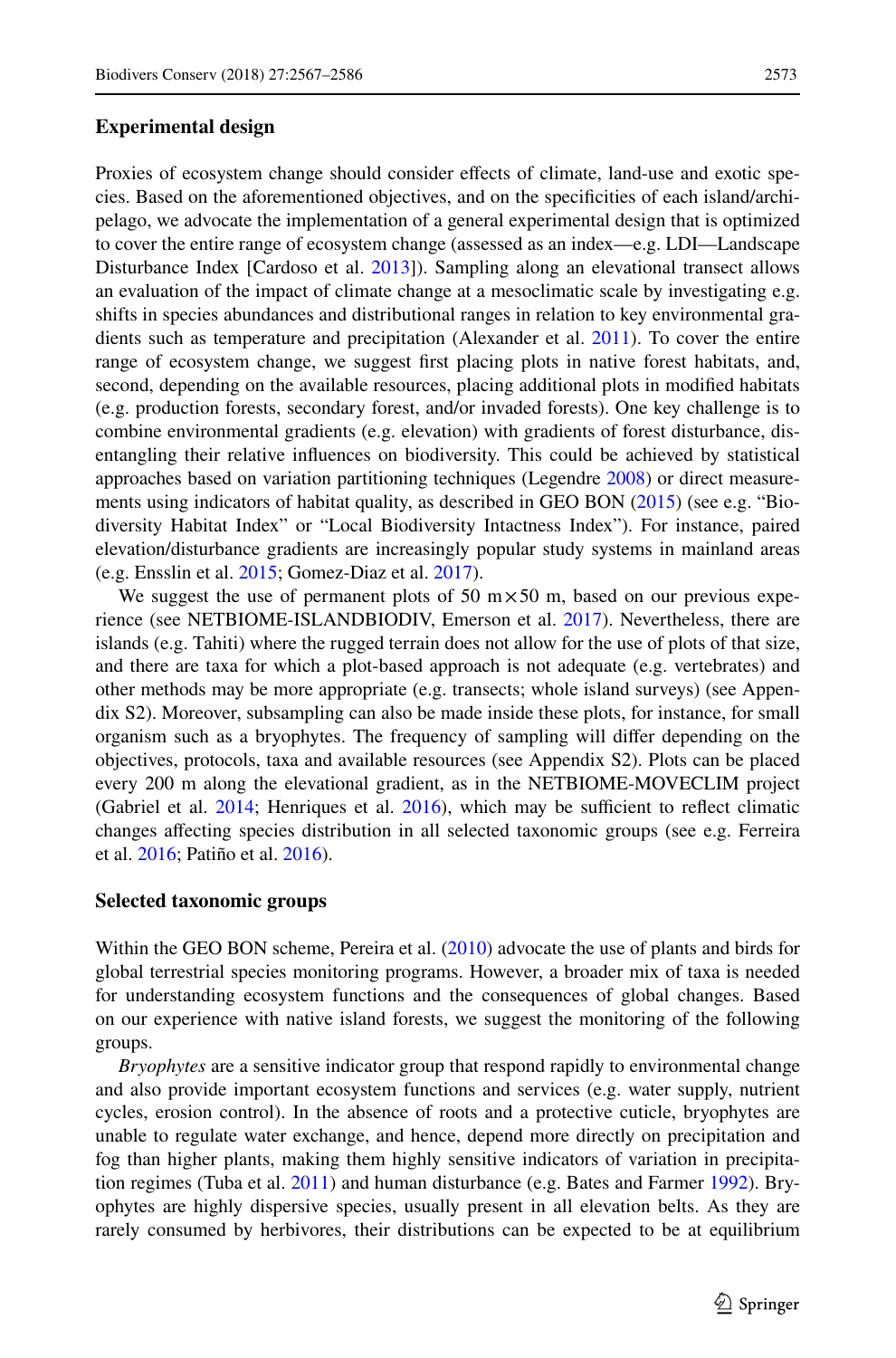## Experimental design

Proxies of ecosystem change should consider effects of climate, land-use and exotic species. Based on the aforementioned objectives, and on the specificities of each island/archipelago, we advocate the implementation of a general experimental design that is optimized to cover the entire range of ecosystem change (assessed as an index—e.g. LDI—Landscape Disturbance Index [Cardoso et al. 2013]). Sampling along an elevational transect allows an evaluation of the impact of climate change at a mesoclimatic scale by investigating e.g. shifts in species abundances and distributional ranges in relation to key environmental gradients such as temperature and precipitation (Alexander et al. 2011). To cover the entire range of ecosystem change, we suggest first placing plots in native forest habitats, and, second, depending on the available resources, placing additional plots in modified habitats (e.g. production forests, secondary forest, and/or invaded forests). One key challenge is to combine environmental gradients (e.g. elevation) with gradients of forest disturbance, disentangling their relative influences on biodiversity. This could be achieved by statistical approaches based on variation partitioning techniques (Legendre 2008) or direct measurements using indicators of habitat quality, as described in GEO BON (2015) (see e.g. "Biodiversity Habitat Index" or "Local Biodiversity Intactness Index"). For instance, paired elevation/disturbance gradients are increasingly popular study systems in mainland areas (e.g. Ensslin et al. 2015; Gomez-Diaz et al. 2017).

We suggest the use of permanent plots of 50 m × 50 m, based on our previous experience (see NETBIOME-ISLANDBIODIV, Emerson et al. 2017). Nevertheless, there are islands (e.g. Tahiti) where the rugged terrain does not allow for the use of plots of that size, and there are taxa for which a plot-based approach is not adequate (e.g. vertebrates) and other methods may be more appropriate (e.g. transects; whole island surveys) (see Appendix S2). Moreover, subsampling can also be made inside these plots, for instance, for small organism such as a bryophytes. The frequency of sampling will differ depending on the objectives, protocols, taxa and available resources (see Appendix S2). Plots can be placed every 200 m along the elevational gradient, as in the NETBIOME-MOVECLIM project (Gabriel et al. 2014; Henriques et al. 2016), which may be sufficient to reflect climatic changes affecting species distribution in all selected taxonomic groups (see e.g. Ferreira et al. 2016; Patiño et al. 2016).

## Selected taxonomic groups

Within the GEO BON scheme, Pereira et al. (2010) advocate the use of plants and birds for global terrestrial species monitoring programs. However, a broader mix of taxa is needed for understanding ecosystem functions and the consequences of global changes. Based on our experience with native island forests, we suggest the monitoring of the following groups.

*Bryophytes* are a sensitive indicator group that respond rapidly to environmental change and also provide important ecosystem functions and services (e.g. water supply, nutrient cycles, erosion control). In the absence of roots and a protective cuticle, bryophytes are unable to regulate water exchange, and hence, depend more directly on precipitation and fog than higher plants, making them highly sensitive indicators of variation in precipitation regimes (Tuba et al. 2011) and human disturbance (e.g. Bates and Farmer 1992). Bryophytes are highly dispersive species, usually present in all elevation belts. As they are rarely consumed by herbivores, their distributions can be expected to be at equilibrium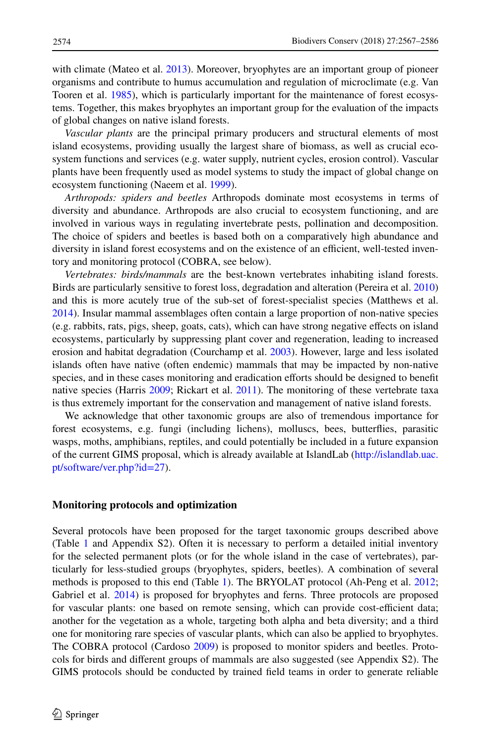with climate (Mateo et al. 2013). Moreover, bryophytes are an important group of pioneer organisms and contribute to humus accumulation and regulation of microclimate (e.g. Van Tooren et al. 1985), which is particularly important for the maintenance of forest ecosystems. Together, this makes bryophytes an important group for the evaluation of the impacts of global changes on native island forests.

*Vascular plants* are the principal primary producers and structural elements of most island ecosystems, providing usually the largest share of biomass, as well as crucial ecosystem functions and services (e.g. water supply, nutrient cycles, erosion control). Vascular plants have been frequently used as model systems to study the impact of global change on ecosystem functioning (Naeem et al. 1999).

*Arthropods: spiders and beetles* Arthropods dominate most ecosystems in terms of diversity and abundance. Arthropods are also crucial to ecosystem functioning, and are involved in various ways in regulating invertebrate pests, pollination and decomposition. The choice of spiders and beetles is based both on a comparatively high abundance and diversity in island forest ecosystems and on the existence of an efficient, well-tested inventory and monitoring protocol (COBRA, see below).

*Vertebrates: birds/mammals* are the best-known vertebrates inhabiting island forests. Birds are particularly sensitive to forest loss, degradation and alteration (Pereira et al. 2010) and this is more acutely true of the sub-set of forest-specialist species (Matthews et al. 2014). Insular mammal assemblages often contain a large proportion of non-native species (e.g. rabbits, rats, pigs, sheep, goats, cats), which can have strong negative effects on island ecosystems, particularly by suppressing plant cover and regeneration, leading to increased erosion and habitat degradation (Courchamp et al. 2003). However, large and less isolated islands often have native (often endemic) mammals that may be impacted by non-native species, and in these cases monitoring and eradication efforts should be designed to benefit native species (Harris 2009; Rickart et al. 2011). The monitoring of these vertebrate taxa is thus extremely important for the conservation and management of native island forests.

We acknowledge that other taxonomic groups are also of tremendous importance for forest ecosystems, e.g. fungi (including lichens), molluscs, bees, butterflies, parasitic wasps, moths, amphibians, reptiles, and could potentially be included in a future expansion of the current GIMS proposal, which is already available at IslandLab (http://islandlab.uac.pt/software/ver.php?id=27).

## Monitoring protocols and optimization

Several protocols have been proposed for the target taxonomic groups described above (Table 1 and Appendix S2). Often it is necessary to perform a detailed initial inventory for the selected permanent plots (or for the whole island in the case of vertebrates), particularly for less-studied groups (bryophytes, spiders, beetles). A combination of several methods is proposed to this end (Table 1). The BRYOLAT protocol (Ah-Peng et al. 2012; Gabriel et al. 2014) is proposed for bryophytes and ferns. Three protocols are proposed for vascular plants: one based on remote sensing, which can provide cost-efficient data; another for the vegetation as a whole, targeting both alpha and beta diversity; and a third one for monitoring rare species of vascular plants, which can also be applied to bryophytes. The COBRA protocol (Cardoso 2009) is proposed to monitor spiders and beetles. Protocols for birds and different groups of mammals are also suggested (see Appendix S2). The GIMS protocols should be conducted by trained field teams in order to generate reliable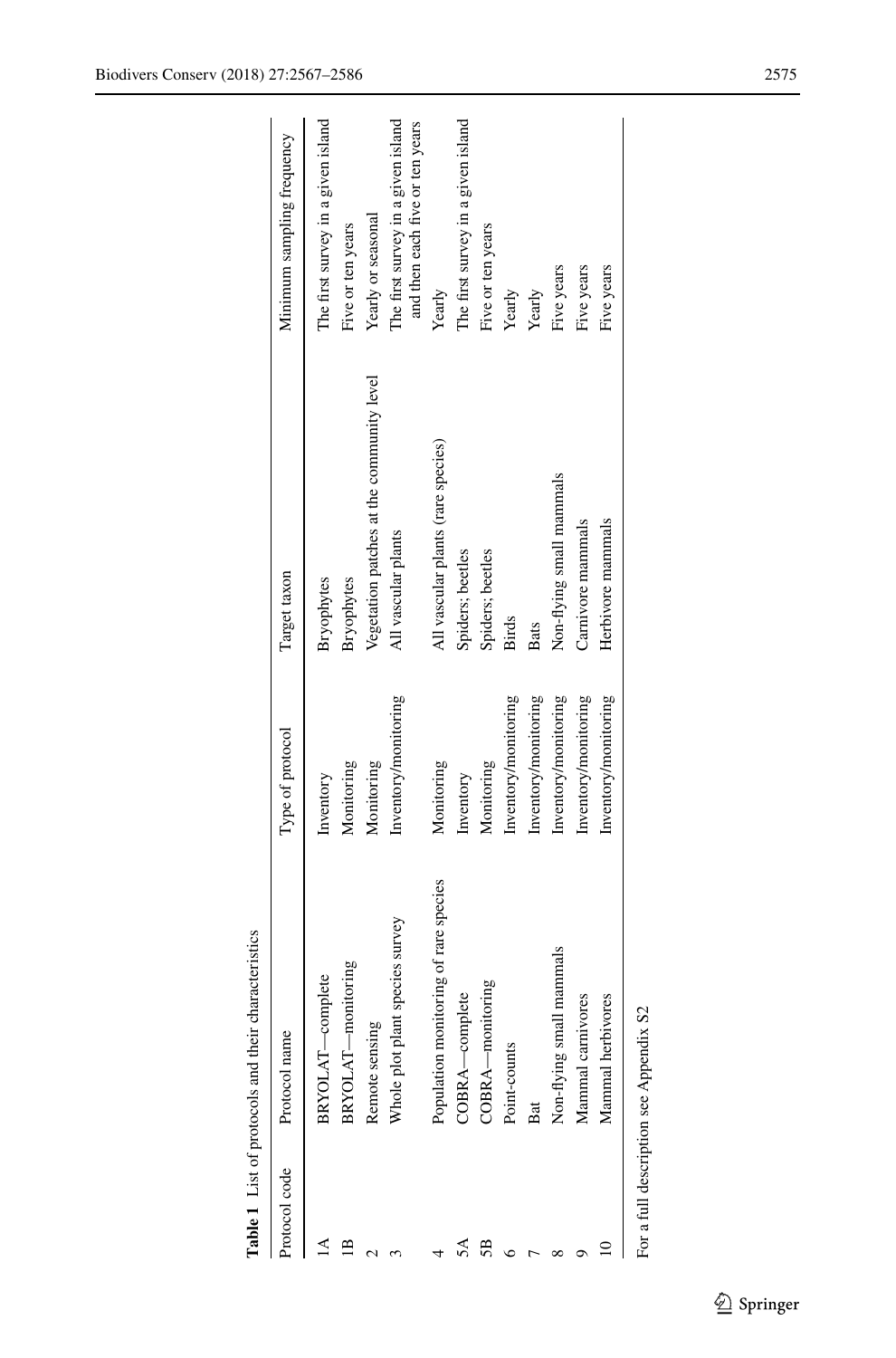**Table 1** List of protocols and their characteristics

| Protocol code | Protocol name | Type of protocol | Target taxon | Minimum sampling frequency |
|---|---|---|---|---|
| 1A | BRYOLAT—complete | Inventory | Bryophytes | The first survey in a given island |
| 1B | BRYOLAT—monitoring | Monitoring | Bryophytes | Five or ten years |
| 2 | Remote sensing | Monitoring | Vegetation patches at the community level | Yearly or seasonal |
| 3 | Whole plot plant species survey | Inventory/monitoring | All vascular plants | The first survey in a given island and then each five or ten years |
| 4 | Population monitoring of rare species | Monitoring | All vascular plants (rare species) | Yearly |
| 5A | COBRA—complete | Inventory | Spiders; beetles | The first survey in a given island |
| 5B | COBRA—monitoring | Monitoring | Spiders; beetles | Five or ten years |
| 6 | Point-counts | Inventory/monitoring | Birds | Yearly |
| 7 | Bat | Inventory/monitoring | Bats | Yearly |
| 8 | Non-flying small mammals | Inventory/monitoring | Non-flying small mammals | Five years |
| 9 | Mammal carnivores | Inventory/monitoring | Carnivore mammals | Five years |
| 10 | Mammal herbivores | Inventory/monitoring | Herbivore mammals | Five years |

For a full description see Appendix S2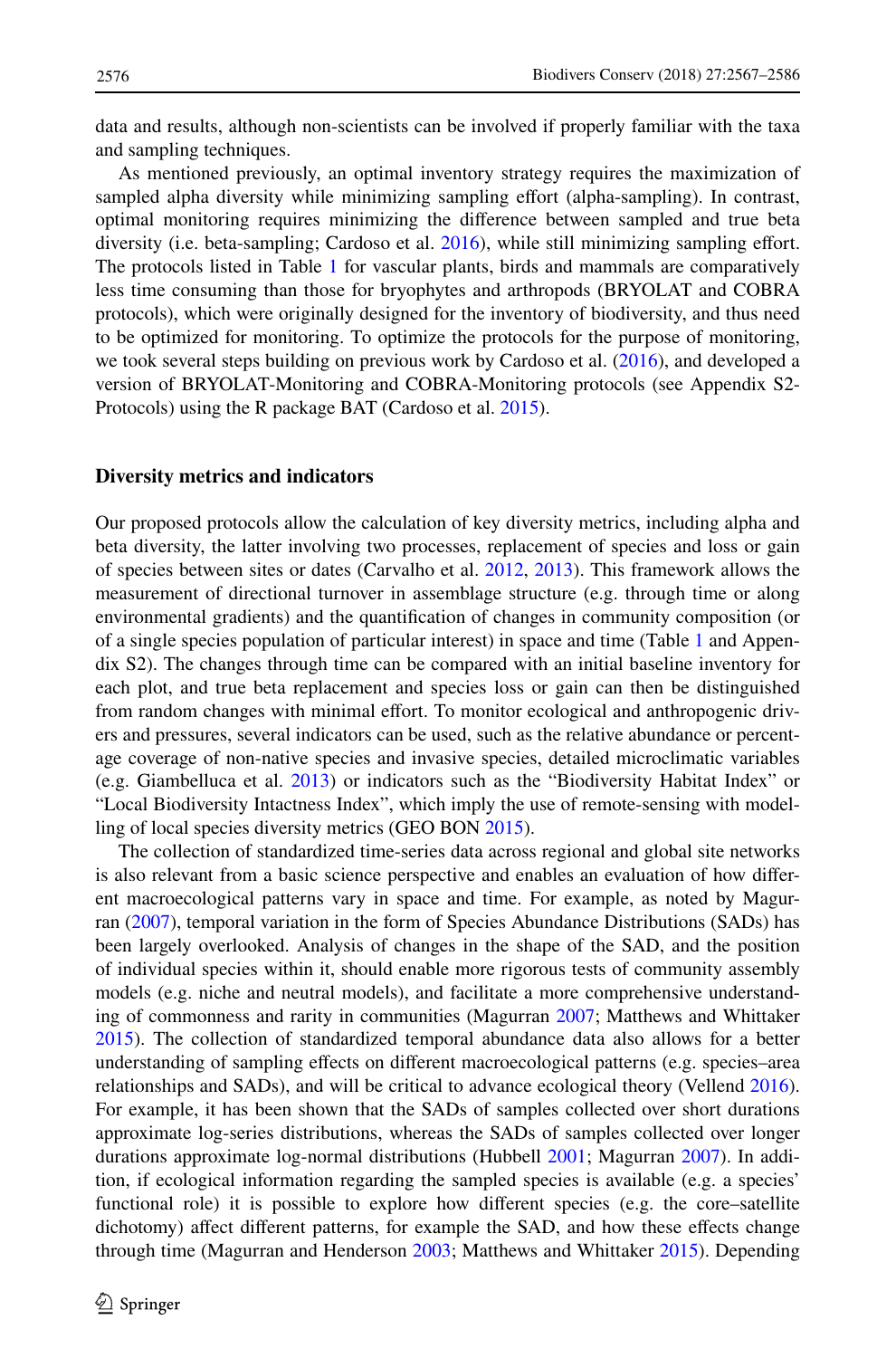data and results, although non-scientists can be involved if properly familiar with the taxa and sampling techniques.

As mentioned previously, an optimal inventory strategy requires the maximization of sampled alpha diversity while minimizing sampling effort (alpha-sampling). In contrast, optimal monitoring requires minimizing the difference between sampled and true beta diversity (i.e. beta-sampling; Cardoso et al. 2016), while still minimizing sampling effort. The protocols listed in Table 1 for vascular plants, birds and mammals are comparatively less time consuming than those for bryophytes and arthropods (BRYOLAT and COBRA protocols), which were originally designed for the inventory of biodiversity, and thus need to be optimized for monitoring. To optimize the protocols for the purpose of monitoring, we took several steps building on previous work by Cardoso et al. (2016), and developed a version of BRYOLAT-Monitoring and COBRA-Monitoring protocols (see Appendix S2-Protocols) using the R package BAT (Cardoso et al. 2015).

### Diversity metrics and indicators

Our proposed protocols allow the calculation of key diversity metrics, including alpha and beta diversity, the latter involving two processes, replacement of species and loss or gain of species between sites or dates (Carvalho et al. 2012, 2013). This framework allows the measurement of directional turnover in assemblage structure (e.g. through time or along environmental gradients) and the quantification of changes in community composition (or of a single species population of particular interest) in space and time (Table 1 and Appendix S2). The changes through time can be compared with an initial baseline inventory for each plot, and true beta replacement and species loss or gain can then be distinguished from random changes with minimal effort. To monitor ecological and anthropogenic drivers and pressures, several indicators can be used, such as the relative abundance or percentage coverage of non-native species and invasive species, detailed microclimatic variables (e.g. Giambelluca et al. 2013) or indicators such as the "Biodiversity Habitat Index" or "Local Biodiversity Intactness Index", which imply the use of remote-sensing with modelling of local species diversity metrics (GEO BON 2015).

The collection of standardized time-series data across regional and global site networks is also relevant from a basic science perspective and enables an evaluation of how different macroecological patterns vary in space and time. For example, as noted by Magurran (2007), temporal variation in the form of Species Abundance Distributions (SADs) has been largely overlooked. Analysis of changes in the shape of the SAD, and the position of individual species within it, should enable more rigorous tests of community assembly models (e.g. niche and neutral models), and facilitate a more comprehensive understanding of commonness and rarity in communities (Magurran 2007; Matthews and Whittaker 2015). The collection of standardized temporal abundance data also allows for a better understanding of sampling effects on different macroecological patterns (e.g. species–area relationships and SADs), and will be critical to advance ecological theory (Vellend 2016). For example, it has been shown that the SADs of samples collected over short durations approximate log-series distributions, whereas the SADs of samples collected over longer durations approximate log-normal distributions (Hubbell 2001; Magurran 2007). In addition, if ecological information regarding the sampled species is available (e.g. a species' functional role) it is possible to explore how different species (e.g. the core–satellite dichotomy) affect different patterns, for example the SAD, and how these effects change through time (Magurran and Henderson 2003; Matthews and Whittaker 2015). Depending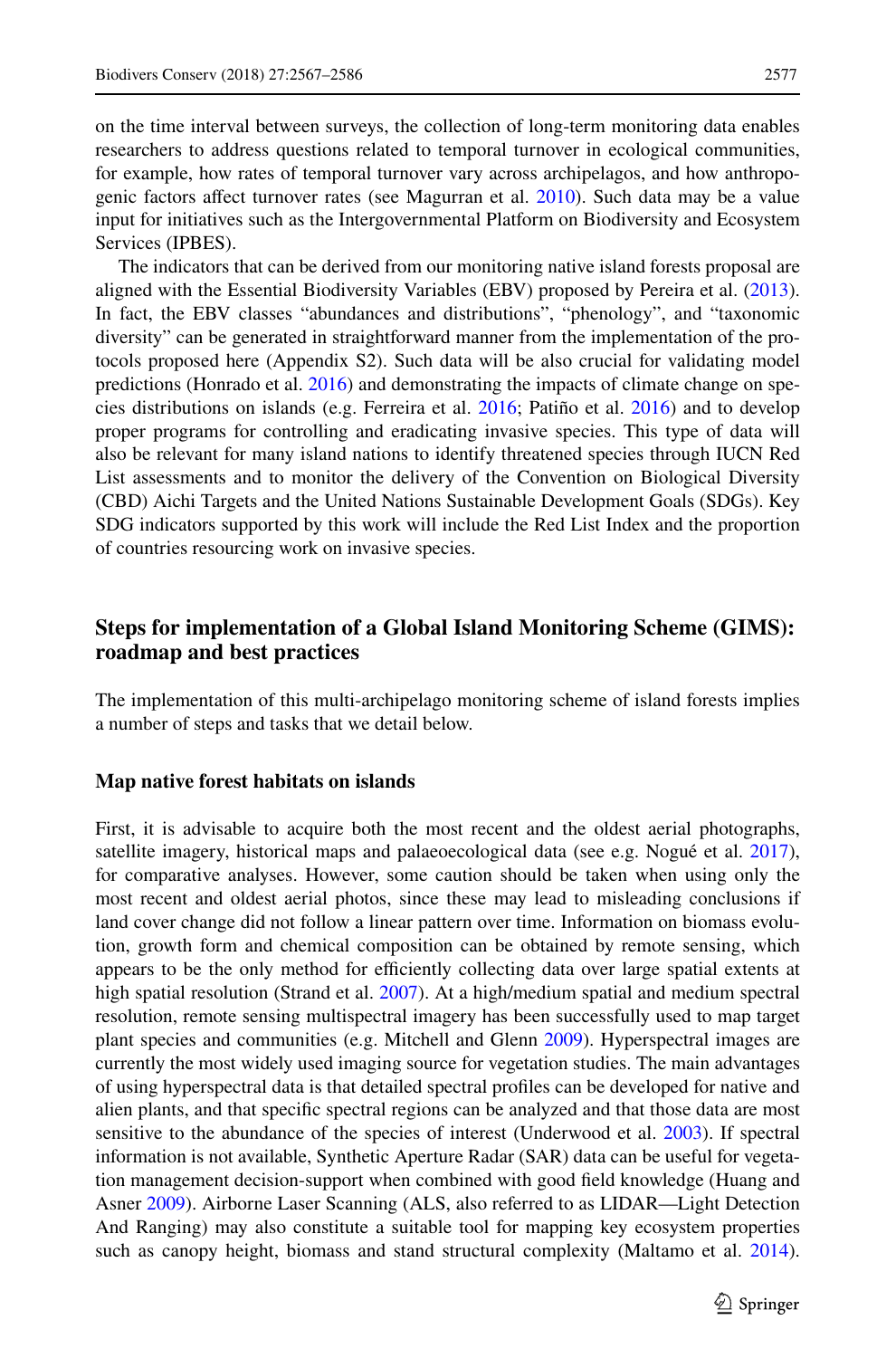on the time interval between surveys, the collection of long-term monitoring data enables researchers to address questions related to temporal turnover in ecological communities, for example, how rates of temporal turnover vary across archipelagos, and how anthropogenic factors affect turnover rates (see Magurran et al. 2010). Such data may be a value input for initiatives such as the Intergovernmental Platform on Biodiversity and Ecosystem Services (IPBES).

The indicators that can be derived from our monitoring native island forests proposal are aligned with the Essential Biodiversity Variables (EBV) proposed by Pereira et al. (2013). In fact, the EBV classes "abundances and distributions", "phenology", and "taxonomic diversity" can be generated in straightforward manner from the implementation of the protocols proposed here (Appendix S2). Such data will be also crucial for validating model predictions (Honrado et al. 2016) and demonstrating the impacts of climate change on species distributions on islands (e.g. Ferreira et al. 2016; Patiño et al. 2016) and to develop proper programs for controlling and eradicating invasive species. This type of data will also be relevant for many island nations to identify threatened species through IUCN Red List assessments and to monitor the delivery of the Convention on Biological Diversity (CBD) Aichi Targets and the United Nations Sustainable Development Goals (SDGs). Key SDG indicators supported by this work will include the Red List Index and the proportion of countries resourcing work on invasive species.

## Steps for implementation of a Global Island Monitoring Scheme (GIMS): roadmap and best practices

The implementation of this multi-archipelago monitoring scheme of island forests implies a number of steps and tasks that we detail below.

### Map native forest habitats on islands

First, it is advisable to acquire both the most recent and the oldest aerial photographs, satellite imagery, historical maps and palaeoecological data (see e.g. Nogué et al. 2017), for comparative analyses. However, some caution should be taken when using only the most recent and oldest aerial photos, since these may lead to misleading conclusions if land cover change did not follow a linear pattern over time. Information on biomass evolution, growth form and chemical composition can be obtained by remote sensing, which appears to be the only method for efficiently collecting data over large spatial extents at high spatial resolution (Strand et al. 2007). At a high/medium spatial and medium spectral resolution, remote sensing multispectral imagery has been successfully used to map target plant species and communities (e.g. Mitchell and Glenn 2009). Hyperspectral images are currently the most widely used imaging source for vegetation studies. The main advantages of using hyperspectral data is that detailed spectral profiles can be developed for native and alien plants, and that specific spectral regions can be analyzed and that those data are most sensitive to the abundance of the species of interest (Underwood et al. 2003). If spectral information is not available, Synthetic Aperture Radar (SAR) data can be useful for vegetation management decision-support when combined with good field knowledge (Huang and Asner 2009). Airborne Laser Scanning (ALS, also referred to as LIDAR—Light Detection And Ranging) may also constitute a suitable tool for mapping key ecosystem properties such as canopy height, biomass and stand structural complexity (Maltamo et al. 2014).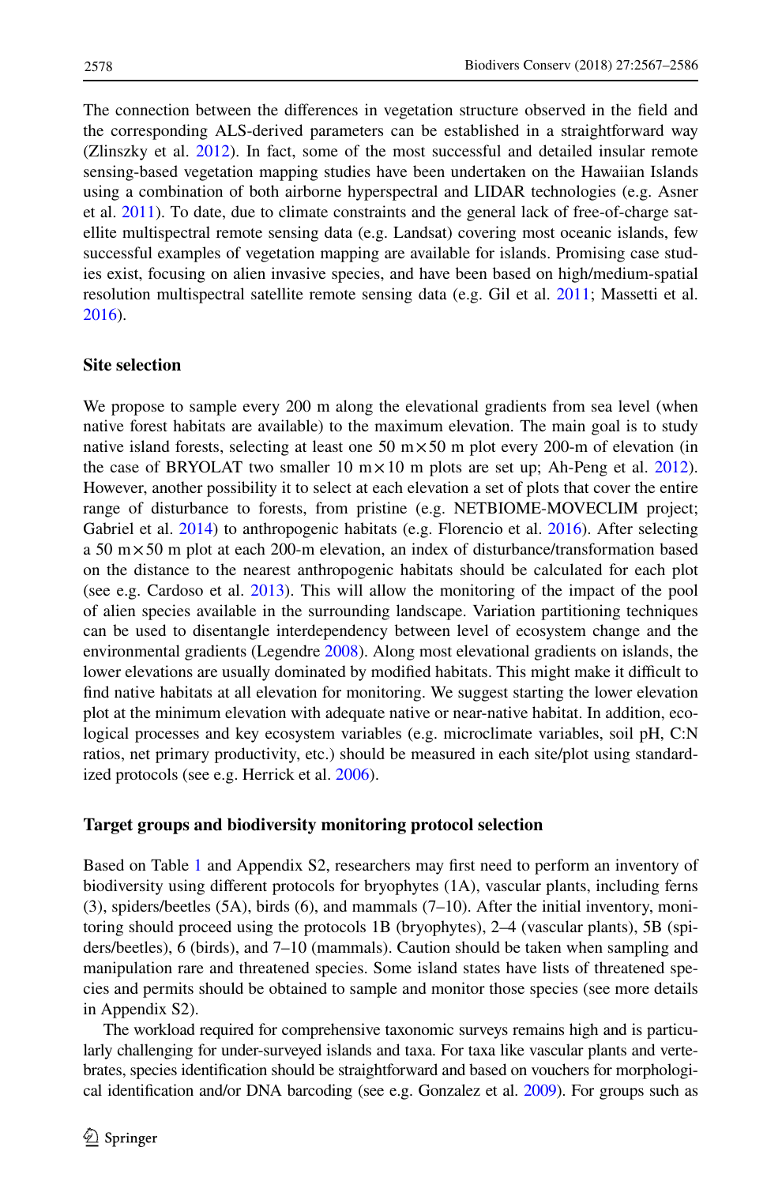The connection between the differences in vegetation structure observed in the field and the corresponding ALS-derived parameters can be established in a straightforward way (Zlinszky et al. 2012). In fact, some of the most successful and detailed insular remote sensing-based vegetation mapping studies have been undertaken on the Hawaiian Islands using a combination of both airborne hyperspectral and LIDAR technologies (e.g. Asner et al. 2011). To date, due to climate constraints and the general lack of free-of-charge satellite multispectral remote sensing data (e.g. Landsat) covering most oceanic islands, few successful examples of vegetation mapping are available for islands. Promising case studies exist, focusing on alien invasive species, and have been based on high/medium-spatial resolution multispectral satellite remote sensing data (e.g. Gil et al. 2011; Massetti et al. 2016).

## Site selection

We propose to sample every 200 m along the elevational gradients from sea level (when native forest habitats are available) to the maximum elevation. The main goal is to study native island forests, selecting at least one 50 m × 50 m plot every 200-m of elevation (in the case of BRYOLAT two smaller 10 m × 10 m plots are set up; Ah-Peng et al. 2012). However, another possibility it to select at each elevation a set of plots that cover the entire range of disturbance to forests, from pristine (e.g. NETBIOME-MOVECLIM project; Gabriel et al. 2014) to anthropogenic habitats (e.g. Florencio et al. 2016). After selecting a 50 m × 50 m plot at each 200-m elevation, an index of disturbance/transformation based on the distance to the nearest anthropogenic habitats should be calculated for each plot (see e.g. Cardoso et al. 2013). This will allow the monitoring of the impact of the pool of alien species available in the surrounding landscape. Variation partitioning techniques can be used to disentangle interdependency between level of ecosystem change and the environmental gradients (Legendre 2008). Along most elevational gradients on islands, the lower elevations are usually dominated by modified habitats. This might make it difficult to find native habitats at all elevation for monitoring. We suggest starting the lower elevation plot at the minimum elevation with adequate native or near-native habitat. In addition, ecological processes and key ecosystem variables (e.g. microclimate variables, soil pH, C:N ratios, net primary productivity, etc.) should be measured in each site/plot using standardized protocols (see e.g. Herrick et al. 2006).

## Target groups and biodiversity monitoring protocol selection

Based on Table 1 and Appendix S2, researchers may first need to perform an inventory of biodiversity using different protocols for bryophytes (1A), vascular plants, including ferns (3), spiders/beetles (5A), birds (6), and mammals (7–10). After the initial inventory, monitoring should proceed using the protocols 1B (bryophytes), 2–4 (vascular plants), 5B (spiders/beetles), 6 (birds), and 7–10 (mammals). Caution should be taken when sampling and manipulation rare and threatened species. Some island states have lists of threatened species and permits should be obtained to sample and monitor those species (see more details in Appendix S2).

The workload required for comprehensive taxonomic surveys remains high and is particularly challenging for under-surveyed islands and taxa. For taxa like vascular plants and vertebrates, species identification should be straightforward and based on vouchers for morphological identification and/or DNA barcoding (see e.g. Gonzalez et al. 2009). For groups such as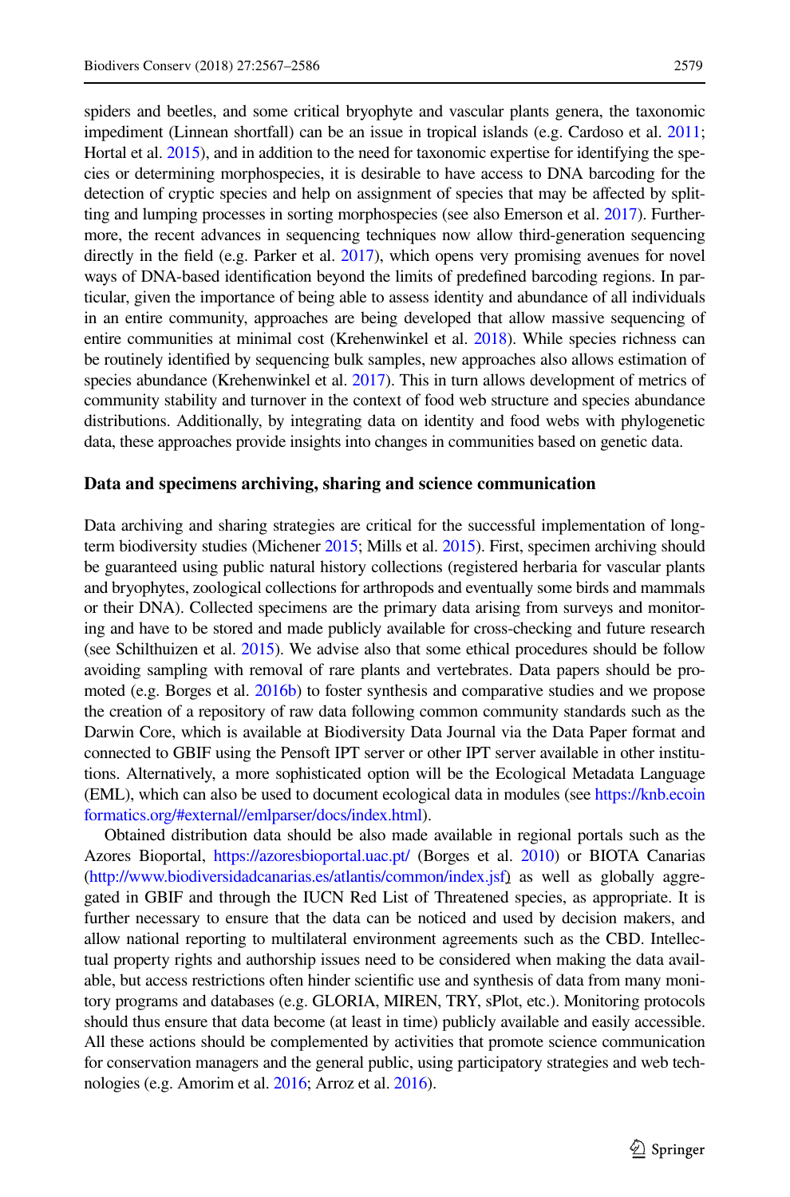spiders and beetles, and some critical bryophyte and vascular plants genera, the taxonomic impediment (Linnean shortfall) can be an issue in tropical islands (e.g. Cardoso et al. 2011; Hortal et al. 2015), and in addition to the need for taxonomic expertise for identifying the species or determining morphospecies, it is desirable to have access to DNA barcoding for the detection of cryptic species and help on assignment of species that may be affected by splitting and lumping processes in sorting morphospecies (see also Emerson et al. 2017). Furthermore, the recent advances in sequencing techniques now allow third-generation sequencing directly in the field (e.g. Parker et al. 2017), which opens very promising avenues for novel ways of DNA-based identification beyond the limits of predefined barcoding regions. In particular, given the importance of being able to assess identity and abundance of all individuals in an entire community, approaches are being developed that allow massive sequencing of entire communities at minimal cost (Krehenwinkel et al. 2018). While species richness can be routinely identified by sequencing bulk samples, new approaches also allows estimation of species abundance (Krehenwinkel et al. 2017). This in turn allows development of metrics of community stability and turnover in the context of food web structure and species abundance distributions. Additionally, by integrating data on identity and food webs with phylogenetic data, these approaches provide insights into changes in communities based on genetic data.

### Data and specimens archiving, sharing and science communication

Data archiving and sharing strategies are critical for the successful implementation of long-term biodiversity studies (Michener 2015; Mills et al. 2015). First, specimen archiving should be guaranteed using public natural history collections (registered herbaria for vascular plants and bryophytes, zoological collections for arthropods and eventually some birds and mammals or their DNA). Collected specimens are the primary data arising from surveys and monitoring and have to be stored and made publicly available for cross-checking and future research (see Schilthuizen et al. 2015). We advise also that some ethical procedures should be follow avoiding sampling with removal of rare plants and vertebrates. Data papers should be promoted (e.g. Borges et al. 2016b) to foster synthesis and comparative studies and we propose the creation of a repository of raw data following common community standards such as the Darwin Core, which is available at Biodiversity Data Journal via the Data Paper format and connected to GBIF using the Pensoft IPT server or other IPT server available in other institutions. Alternatively, a more sophisticated option will be the Ecological Metadata Language (EML), which can also be used to document ecological data in modules (see https://knb.ecoinformatics.org/#external//emlparser/docs/index.html).

Obtained distribution data should be also made available in regional portals such as the Azores Bioportal, https://azoresbioportal.uac.pt/ (Borges et al. 2010) or BIOTA Canarias (http://www.biodiversidadcanarias.es/atlantis/common/index.jsf) as well as globally aggregated in GBIF and through the IUCN Red List of Threatened species, as appropriate. It is further necessary to ensure that the data can be noticed and used by decision makers, and allow national reporting to multilateral environment agreements such as the CBD. Intellectual property rights and authorship issues need to be considered when making the data available, but access restrictions often hinder scientific use and synthesis of data from many monitory programs and databases (e.g. GLORIA, MIREN, TRY, sPlot, etc.). Monitoring protocols should thus ensure that data become (at least in time) publicly available and easily accessible. All these actions should be complemented by activities that promote science communication for conservation managers and the general public, using participatory strategies and web technologies (e.g. Amorim et al. 2016; Arroz et al. 2016).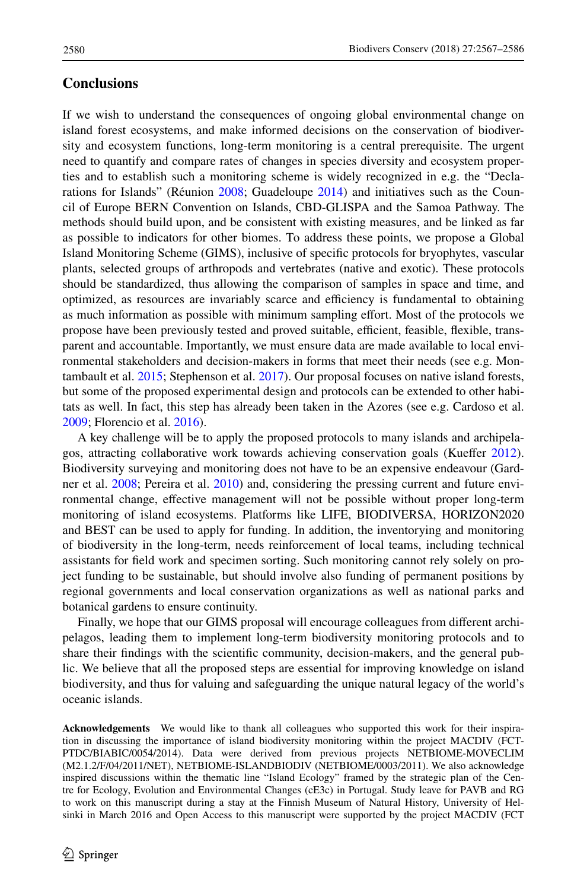## Conclusions

If we wish to understand the consequences of ongoing global environmental change on island forest ecosystems, and make informed decisions on the conservation of biodiversity and ecosystem functions, long-term monitoring is a central prerequisite. The urgent need to quantify and compare rates of changes in species diversity and ecosystem properties and to establish such a monitoring scheme is widely recognized in e.g. the "Declarations for Islands" (Réunion 2008; Guadeloupe 2014) and initiatives such as the Council of Europe BERN Convention on Islands, CBD-GLISPA and the Samoa Pathway. The methods should build upon, and be consistent with existing measures, and be linked as far as possible to indicators for other biomes. To address these points, we propose a Global Island Monitoring Scheme (GIMS), inclusive of specific protocols for bryophytes, vascular plants, selected groups of arthropods and vertebrates (native and exotic). These protocols should be standardized, thus allowing the comparison of samples in space and time, and optimized, as resources are invariably scarce and efficiency is fundamental to obtaining as much information as possible with minimum sampling effort. Most of the protocols we propose have been previously tested and proved suitable, efficient, feasible, flexible, transparent and accountable. Importantly, we must ensure data are made available to local environmental stakeholders and decision-makers in forms that meet their needs (see e.g. Montambault et al. 2015; Stephenson et al. 2017). Our proposal focuses on native island forests, but some of the proposed experimental design and protocols can be extended to other habitats as well. In fact, this step has already been taken in the Azores (see e.g. Cardoso et al. 2009; Florencio et al. 2016).

A key challenge will be to apply the proposed protocols to many islands and archipelagos, attracting collaborative work towards achieving conservation goals (Kueffer 2012). Biodiversity surveying and monitoring does not have to be an expensive endeavour (Gardner et al. 2008; Pereira et al. 2010) and, considering the pressing current and future environmental change, effective management will not be possible without proper long-term monitoring of island ecosystems. Platforms like LIFE, BIODIVERSA, HORIZON2020 and BEST can be used to apply for funding. In addition, the inventorying and monitoring of biodiversity in the long-term, needs reinforcement of local teams, including technical assistants for field work and specimen sorting. Such monitoring cannot rely solely on project funding to be sustainable, but should involve also funding of permanent positions by regional governments and local conservation organizations as well as national parks and botanical gardens to ensure continuity.

Finally, we hope that our GIMS proposal will encourage colleagues from different archipelagos, leading them to implement long-term biodiversity monitoring protocols and to share their findings with the scientific community, decision-makers, and the general public. We believe that all the proposed steps are essential for improving knowledge on island biodiversity, and thus for valuing and safeguarding the unique natural legacy of the world's oceanic islands.

**Acknowledgements** We would like to thank all colleagues who supported this work for their inspiration in discussing the importance of island biodiversity monitoring within the project MACDIV (FCT-PTDC/BIABIC/0054/2014). Data were derived from previous projects NETBIOME-MOVECLIM (M2.1.2/F/04/2011/NET), NETBIOME-ISLANDBIODIV (NETBIOME/0003/2011). We also acknowledge inspired discussions within the thematic line "Island Ecology" framed by the strategic plan of the Centre for Ecology, Evolution and Environmental Changes (cE3c) in Portugal. Study leave for PAVB and RG to work on this manuscript during a stay at the Finnish Museum of Natural History, University of Helsinki in March 2016 and Open Access to this manuscript were supported by the project MACDIV (FCT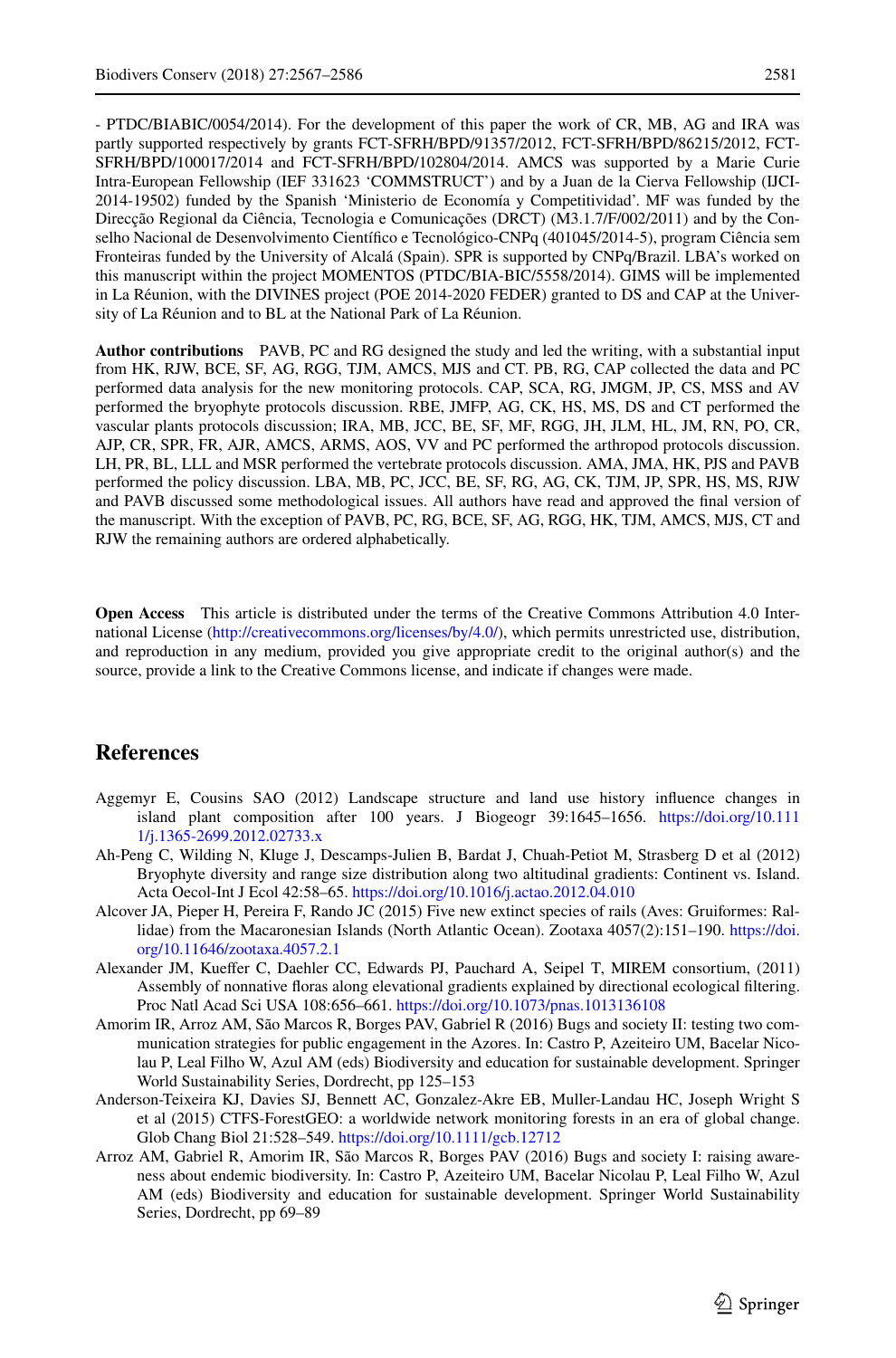- PTDC/BIABIC/0054/2014). For the development of this paper the work of CR, MB, AG and IRA was partly supported respectively by grants FCT-SFRH/BPD/91357/2012, FCT-SFRH/BPD/86215/2012, FCT-SFRH/BPD/100017/2014 and FCT-SFRH/BPD/102804/2014. AMCS was supported by a Marie Curie Intra-European Fellowship (IEF 331623 'COMMSTRUCT') and by a Juan de la Cierva Fellowship (IJCI-2014-19502) funded by the Spanish 'Ministerio de Economía y Competitividad'. MF was funded by the Direcção Regional da Ciência, Tecnologia e Comunicações (DRCT) (M3.1.7/F/002/2011) and by the Conselho Nacional de Desenvolvimento Científico e Tecnológico-CNPq (401045/2014-5), program Ciência sem Fronteiras funded by the University of Alcalá (Spain). SPR is supported by CNPq/Brazil. LBA's worked on this manuscript within the project MOMENTOS (PTDC/BIA-BIC/5558/2014). GIMS will be implemented in La Réunion, with the DIVINES project (POE 2014-2020 FEDER) granted to DS and CAP at the University of La Réunion and to BL at the National Park of La Réunion.

**Author contributions** PAVB, PC and RG designed the study and led the writing, with a substantial input from HK, RJW, BCE, SF, AG, RGG, TJM, AMCS, MJS and CT. PB, RG, CAP collected the data and PC performed data analysis for the new monitoring protocols. CAP, SCA, RG, JMGM, JP, CS, MSS and AV performed the bryophyte protocols discussion. RBE, JMFP, AG, CK, HS, MS, DS and CT performed the vascular plants protocols discussion; IRA, MB, JCC, BE, SF, MF, RGG, JH, JLM, HL, JM, RN, PO, CR, AJP, CR, SPR, FR, AJR, AMCS, ARMS, AOS, VV and PC performed the arthropod protocols discussion. LH, PR, BL, LLL and MSR performed the vertebrate protocols discussion. AMA, JMA, HK, PJS and PAVB performed the policy discussion. LBA, MB, PC, JCC, BE, SF, RG, AG, CK, TJM, JP, SPR, HS, MS, RJW and PAVB discussed some methodological issues. All authors have read and approved the final version of the manuscript. With the exception of PAVB, PC, RG, BCE, SF, AG, RGG, HK, TJM, AMCS, MJS, CT and RJW the remaining authors are ordered alphabetically.

**Open Access** This article is distributed under the terms of the Creative Commons Attribution 4.0 International License (http://creativecommons.org/licenses/by/4.0/), which permits unrestricted use, distribution, and reproduction in any medium, provided you give appropriate credit to the original author(s) and the source, provide a link to the Creative Commons license, and indicate if changes were made.

## References

Aggemyr E, Cousins SAO (2012) Landscape structure and land use history influence changes in island plant composition after 100 years. J Biogeogr 39:1645–1656. https://doi.org/10.1111/j.1365-2699.2012.02733.x

Ah-Peng C, Wilding N, Kluge J, Descamps-Julien B, Bardat J, Chuah-Petiot M, Strasberg D et al (2012) Bryophyte diversity and range size distribution along two altitudinal gradients: Continent vs. Island. Acta Oecol-Int J Ecol 42:58–65. https://doi.org/10.1016/j.actao.2012.04.010

Alcover JA, Pieper H, Pereira F, Rando JC (2015) Five new extinct species of rails (Aves: Gruiformes: Rallidae) from the Macaronesian Islands (North Atlantic Ocean). Zootaxa 4057(2):151–190. https://doi.org/10.11646/zootaxa.4057.2.1

Alexander JM, Kueffer C, Daehler CC, Edwards PJ, Pauchard A, Seipel T, MIREM consortium, (2011) Assembly of nonnative floras along elevational gradients explained by directional ecological filtering. Proc Natl Acad Sci USA 108:656–661. https://doi.org/10.1073/pnas.1013136108

Amorim IR, Arroz AM, São Marcos R, Borges PAV, Gabriel R (2016) Bugs and society II: testing two communication strategies for public engagement in the Azores. In: Castro P, Azeiteiro UM, Bacelar Nicolau P, Leal Filho W, Azul AM (eds) Biodiversity and education for sustainable development. Springer World Sustainability Series, Dordrecht, pp 125–153

Anderson-Teixeira KJ, Davies SJ, Bennett AC, Gonzalez-Akre EB, Muller-Landau HC, Joseph Wright S et al (2015) CTFS-ForestGEO: a worldwide network monitoring forests in an era of global change. Glob Chang Biol 21:528–549. https://doi.org/10.1111/gcb.12712

Arroz AM, Gabriel R, Amorim IR, São Marcos R, Borges PAV (2016) Bugs and society I: raising awareness about endemic biodiversity. In: Castro P, Azeiteiro UM, Bacelar Nicolau P, Leal Filho W, Azul AM (eds) Biodiversity and education for sustainable development. Springer World Sustainability Series, Dordrecht, pp 69–89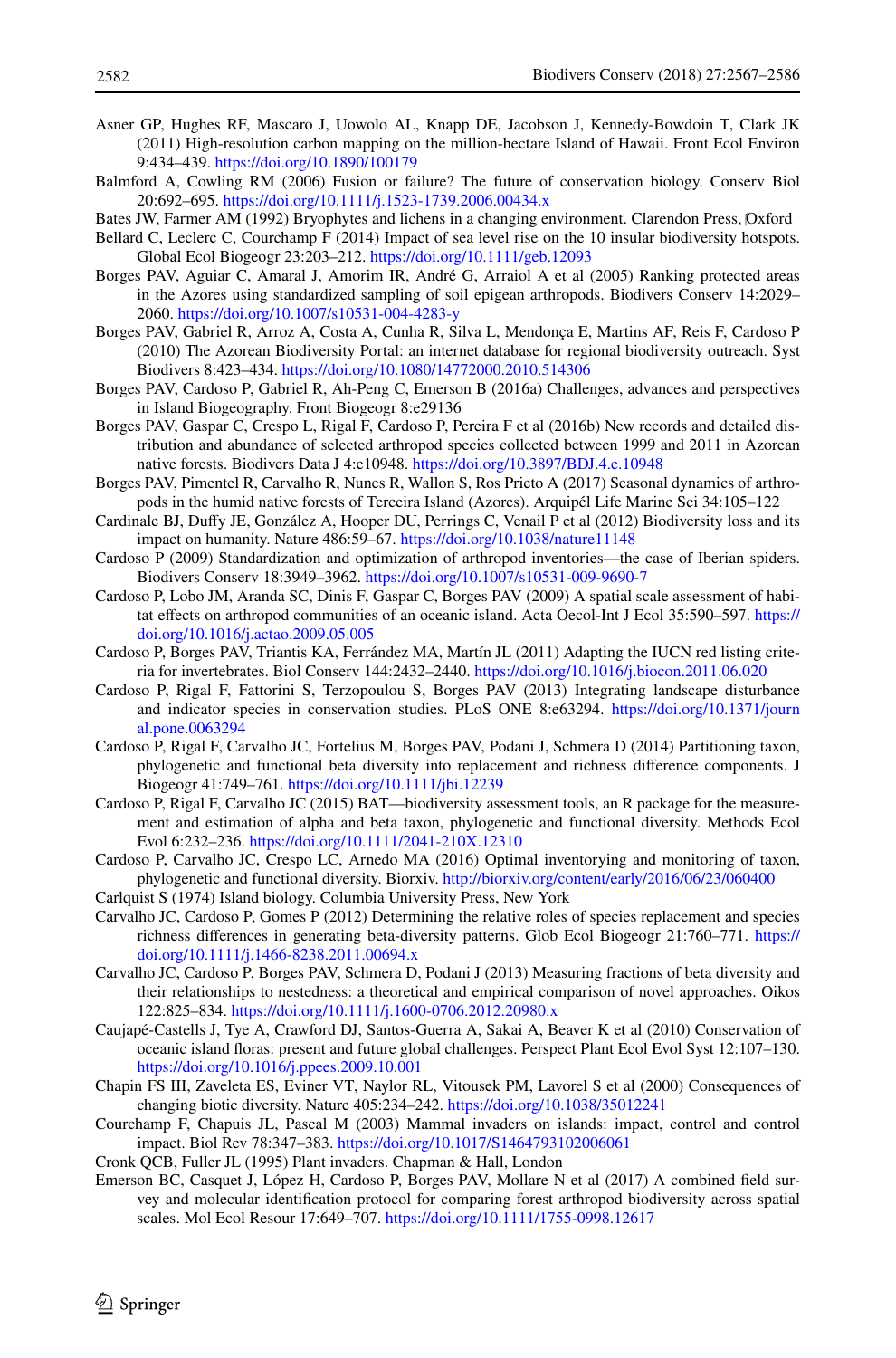Asner GP, Hughes RF, Mascaro J, Uowolo AL, Knapp DE, Jacobson J, Kennedy-Bowdoin T, Clark JK (2011) High-resolution carbon mapping on the million-hectare Island of Hawaii. Front Ecol Environ 9:434–439. https://doi.org/10.1890/100179

Balmford A, Cowling RM (2006) Fusion or failure? The future of conservation biology. Conserv Biol 20:692–695. https://doi.org/10.1111/j.1523-1739.2006.00434.x

Bates JW, Farmer AM (1992) Bryophytes and lichens in a changing environment. Clarendon Press, Oxford

Bellard C, Leclerc C, Courchamp F (2014) Impact of sea level rise on the 10 insular biodiversity hotspots. Global Ecol Biogeogr 23:203–212. https://doi.org/10.1111/geb.12093

Borges PAV, Aguiar C, Amaral J, Amorim IR, André G, Arraiol A et al (2005) Ranking protected areas in the Azores using standardized sampling of soil epigean arthropods. Biodivers Conserv 14:2029–2060. https://doi.org/10.1007/s10531-004-4283-y

Borges PAV, Gabriel R, Arroz A, Costa A, Cunha R, Silva L, Mendonça E, Martins AF, Reis F, Cardoso P (2010) The Azorean Biodiversity Portal: an internet database for regional biodiversity outreach. Syst Biodivers 8:423–434. https://doi.org/10.1080/14772000.2010.514306

Borges PAV, Cardoso P, Gabriel R, Ah-Peng C, Emerson B (2016a) Challenges, advances and perspectives in Island Biogeography. Front Biogeogr 8:e29136

Borges PAV, Gaspar C, Crespo L, Rigal F, Cardoso P, Pereira F et al (2016b) New records and detailed distribution and abundance of selected arthropod species collected between 1999 and 2011 in Azorean native forests. Biodivers Data J 4:e10948. https://doi.org/10.3897/BDJ.4.e.10948

Borges PAV, Pimentel R, Carvalho R, Nunes R, Wallon S, Ros Prieto A (2017) Seasonal dynamics of arthropods in the humid native forests of Terceira Island (Azores). Arquipél Life Marine Sci 34:105–122

Cardinale BJ, Duffy JE, González A, Hooper DU, Perrings C, Venail P et al (2012) Biodiversity loss and its impact on humanity. Nature 486:59–67. https://doi.org/10.1038/nature11148

Cardoso P (2009) Standardization and optimization of arthropod inventories—the case of Iberian spiders. Biodivers Conserv 18:3949–3962. https://doi.org/10.1007/s10531-009-9690-7

Cardoso P, Lobo JM, Aranda SC, Dinis F, Gaspar C, Borges PAV (2009) A spatial scale assessment of habitat effects on arthropod communities of an oceanic island. Acta Oecol-Int J Ecol 35:590–597. https://doi.org/10.1016/j.actao.2009.05.005

Cardoso P, Borges PAV, Triantis KA, Ferrández MA, Martín JL (2011) Adapting the IUCN red listing criteria for invertebrates. Biol Conserv 144:2432–2440. https://doi.org/10.1016/j.biocon.2011.06.020

Cardoso P, Rigal F, Fattorini S, Terzopoulou S, Borges PAV (2013) Integrating landscape disturbance and indicator species in conservation studies. PLoS ONE 8:e63294. https://doi.org/10.1371/journal.pone.0063294

Cardoso P, Rigal F, Carvalho JC, Fortelius M, Borges PAV, Podani J, Schmera D (2014) Partitioning taxon, phylogenetic and functional beta diversity into replacement and richness difference components. J Biogeogr 41:749–761. https://doi.org/10.1111/jbi.12239

Cardoso P, Rigal F, Carvalho JC (2015) BAT—biodiversity assessment tools, an R package for the measurement and estimation of alpha and beta taxon, phylogenetic and functional diversity. Methods Ecol Evol 6:232–236. https://doi.org/10.1111/2041-210X.12310

Cardoso P, Carvalho JC, Crespo LC, Arnedo MA (2016) Optimal inventorying and monitoring of taxon, phylogenetic and functional diversity. Biorxiv. http://biorxiv.org/content/early/2016/06/23/060400

Carlquist S (1974) Island biology. Columbia University Press, New York

Carvalho JC, Cardoso P, Gomes P (2012) Determining the relative roles of species replacement and species richness differences in generating beta-diversity patterns. Glob Ecol Biogeogr 21:760–771. https://doi.org/10.1111/j.1466-8238.2011.00694.x

Carvalho JC, Cardoso P, Borges PAV, Schmera D, Podani J (2013) Measuring fractions of beta diversity and their relationships to nestedness: a theoretical and empirical comparison of novel approaches. Oikos 122:825–834. https://doi.org/10.1111/j.1600-0706.2012.20980.x

Caujapé-Castells J, Tye A, Crawford DJ, Santos-Guerra A, Sakai A, Beaver K et al (2010) Conservation of oceanic island floras: present and future global challenges. Perspect Plant Ecol Evol Syst 12:107–130. https://doi.org/10.1016/j.ppees.2009.10.001

Chapin FS III, Zaveleta ES, Eviner VT, Naylor RL, Vitousek PM, Lavorel S et al (2000) Consequences of changing biotic diversity. Nature 405:234–242. https://doi.org/10.1038/35012241

Courchamp F, Chapuis JL, Pascal M (2003) Mammal invaders on islands: impact, control and control impact. Biol Rev 78:347–383. https://doi.org/10.1017/S1464793102006061

Cronk QCB, Fuller JL (1995) Plant invaders. Chapman & Hall, London

Emerson BC, Casquet J, López H, Cardoso P, Borges PAV, Mollare N et al (2017) A combined field survey and molecular identification protocol for comparing forest arthropod biodiversity across spatial scales. Mol Ecol Resour 17:649–707. https://doi.org/10.1111/1755-0998.12617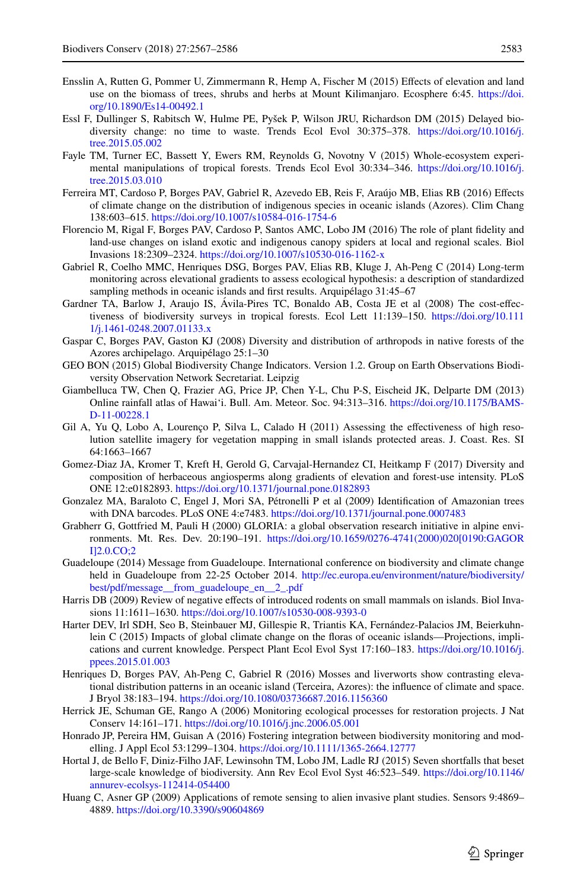Ensslin A, Rutten G, Pommer U, Zimmermann R, Hemp A, Fischer M (2015) Effects of elevation and land use on the biomass of trees, shrubs and herbs at Mount Kilimanjaro. Ecosphere 6:45. https://doi.org/10.1890/Es14-00492.1

Essl F, Dullinger S, Rabitsch W, Hulme PE, Pyšek P, Wilson JRU, Richardson DM (2015) Delayed biodiversity change: no time to waste. Trends Ecol Evol 30:375–378. https://doi.org/10.1016/j.tree.2015.05.002

Fayle TM, Turner EC, Bassett Y, Ewers RM, Reynolds G, Novotny V (2015) Whole-ecosystem experimental manipulations of tropical forests. Trends Ecol Evol 30:334–346. https://doi.org/10.1016/j.tree.2015.03.010

Ferreira MT, Cardoso P, Borges PAV, Gabriel R, Azevedo EB, Reis F, Araújo MB, Elias RB (2016) Effects of climate change on the distribution of indigenous species in oceanic islands (Azores). Clim Chang 138:603–615. https://doi.org/10.1007/s10584-016-1754-6

Florencio M, Rigal F, Borges PAV, Cardoso P, Santos AMC, Lobo JM (2016) The role of plant fidelity and land-use changes on island exotic and indigenous canopy spiders at local and regional scales. Biol Invasions 18:2309–2324. https://doi.org/10.1007/s10530-016-1162-x

Gabriel R, Coelho MMC, Henriques DSG, Borges PAV, Elias RB, Kluge J, Ah-Peng C (2014) Long-term monitoring across elevational gradients to assess ecological hypothesis: a description of standardized sampling methods in oceanic islands and first results. Arquipélago 31:45–67

Gardner TA, Barlow J, Araujo IS, Ávila-Pires TC, Bonaldo AB, Costa JE et al (2008) The cost-effectiveness of biodiversity surveys in tropical forests. Ecol Lett 11:139–150. https://doi.org/10.1111/j.1461-0248.2007.01133.x

Gaspar C, Borges PAV, Gaston KJ (2008) Diversity and distribution of arthropods in native forests of the Azores archipelago. Arquipélago 25:1–30

GEO BON (2015) Global Biodiversity Change Indicators. Version 1.2. Group on Earth Observations Biodiversity Observation Network Secretariat. Leipzig

Giambelluca TW, Chen Q, Frazier AG, Price JP, Chen Y-L, Chu P-S, Eischeid JK, Delparte DM (2013) Online rainfall atlas of Hawai'i. Bull. Am. Meteor. Soc. 94:313–316. https://doi.org/10.1175/BAMS-D-11-00228.1

Gil A, Yu Q, Lobo A, Lourenço P, Silva L, Calado H (2011) Assessing the effectiveness of high resolution satellite imagery for vegetation mapping in small islands protected areas. J. Coast. Res. SI 64:1663–1667

Gomez-Diaz JA, Kromer T, Kreft H, Gerold G, Carvajal-Hernandez CI, Heitkamp F (2017) Diversity and composition of herbaceous angiosperms along gradients of elevation and forest-use intensity. PLoS ONE 12:e0182893. https://doi.org/10.1371/journal.pone.0182893

Gonzalez MA, Baraloto C, Engel J, Mori SA, Pétronelli P et al (2009) Identification of Amazonian trees with DNA barcodes. PLoS ONE 4:e7483. https://doi.org/10.1371/journal.pone.0007483

Grabherr G, Gottfried M, Pauli H (2000) GLORIA: a global observation research initiative in alpine environments. Mt. Res. Dev. 20:190–191. https://doi.org/10.1659/0276-4741(2000)020[0190:GAGORI]2.0.CO;2

Guadeloupe (2014) Message from Guadeloupe. International conference on biodiversity and climate change held in Guadeloupe from 22-25 October 2014. http://ec.europa.eu/environment/nature/biodiversity/best/pdf/message__from_guadeloupe_en__2_.pdf

Harris DB (2009) Review of negative effects of introduced rodents on small mammals on islands. Biol Invasions 11:1611–1630. https://doi.org/10.1007/s10530-008-9393-0

Harter DEV, Irl SDH, Seo B, Steinbauer MJ, Gillespie R, Triantis KA, Fernández-Palacios JM, Beierkuhnlein C (2015) Impacts of global climate change on the floras of oceanic islands—Projections, implications and current knowledge. Perspect Plant Ecol Evol Syst 17:160–183. https://doi.org/10.1016/j.ppees.2015.01.003

Henriques D, Borges PAV, Ah-Peng C, Gabriel R (2016) Mosses and liverworts show contrasting elevational distribution patterns in an oceanic island (Terceira, Azores): the influence of climate and space. J Bryol 38:183–194. https://doi.org/10.1080/03736687.2016.1156360

Herrick JE, Schuman GE, Rango A (2006) Monitoring ecological processes for restoration projects. J Nat Conserv 14:161–171. https://doi.org/10.1016/j.jnc.2006.05.001

Honrado JP, Pereira HM, Guisan A (2016) Fostering integration between biodiversity monitoring and modelling. J Appl Ecol 53:1299–1304. https://doi.org/10.1111/1365-2664.12777

Hortal J, de Bello F, Diniz-Filho JAF, Lewinsohn TM, Lobo JM, Ladle RJ (2015) Seven shortfalls that beset large-scale knowledge of biodiversity. Ann Rev Ecol Evol Syst 46:523–549. https://doi.org/10.1146/annurev-ecolsys-112414-054400

Huang C, Asner GP (2009) Applications of remote sensing to alien invasive plant studies. Sensors 9:4869–4889. https://doi.org/10.3390/s90604869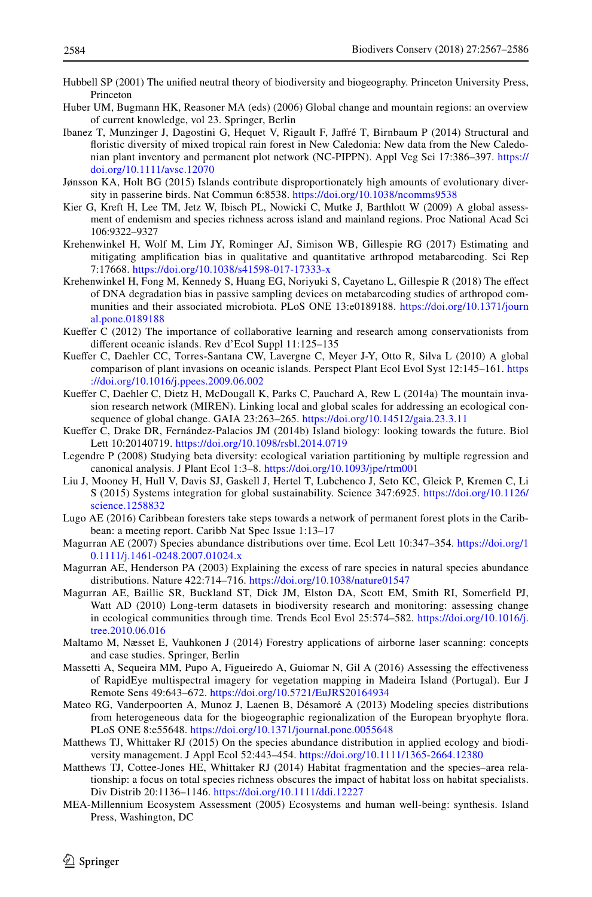Hubbell SP (2001) The unified neutral theory of biodiversity and biogeography. Princeton University Press, Princeton

Huber UM, Bugmann HK, Reasoner MA (eds) (2006) Global change and mountain regions: an overview of current knowledge, vol 23. Springer, Berlin

Ibanez T, Munzinger J, Dagostini G, Hequet V, Rigault F, Jaffré T, Birnbaum P (2014) Structural and floristic diversity of mixed tropical rain forest in New Caledonia: New data from the New Caledonian plant inventory and permanent plot network (NC-PIPPN). Appl Veg Sci 17:386–397. https://doi.org/10.1111/avsc.12070

Jønsson KA, Holt BG (2015) Islands contribute disproportionately high amounts of evolutionary diversity in passerine birds. Nat Commun 6:8538. https://doi.org/10.1038/ncomms9538

Kier G, Kreft H, Lee TM, Jetz W, Ibisch PL, Nowicki C, Mutke J, Barthlott W (2009) A global assessment of endemism and species richness across island and mainland regions. Proc National Acad Sci 106:9322–9327

Krehenwinkel H, Wolf M, Lim JY, Rominger AJ, Simison WB, Gillespie RG (2017) Estimating and mitigating amplification bias in qualitative and quantitative arthropod metabarcoding. Sci Rep 7:17668. https://doi.org/10.1038/s41598-017-17333-x

Krehenwinkel H, Fong M, Kennedy S, Huang EG, Noriyuki S, Cayetano L, Gillespie R (2018) The effect of DNA degradation bias in passive sampling devices on metabarcoding studies of arthropod communities and their associated microbiota. PLoS ONE 13:e0189188. https://doi.org/10.1371/journal.pone.0189188

Kueffer C (2012) The importance of collaborative learning and research among conservationists from different oceanic islands. Rev d'Ecol Suppl 11:125–135

Kueffer C, Daehler CC, Torres-Santana CW, Lavergne C, Meyer J-Y, Otto R, Silva L (2010) A global comparison of plant invasions on oceanic islands. Perspect Plant Ecol Evol Syst 12:145–161. https://doi.org/10.1016/j.ppees.2009.06.002

Kueffer C, Daehler C, Dietz H, McDougall K, Parks C, Pauchard A, Rew L (2014a) The mountain invasion research network (MIREN). Linking local and global scales for addressing an ecological consequence of global change. GAIA 23:263–265. https://doi.org/10.14512/gaia.23.3.11

Kueffer C, Drake DR, Fernández-Palacios JM (2014b) Island biology: looking towards the future. Biol Lett 10:20140719. https://doi.org/10.1098/rsbl.2014.0719

Legendre P (2008) Studying beta diversity: ecological variation partitioning by multiple regression and canonical analysis. J Plant Ecol 1:3–8. https://doi.org/10.1093/jpe/rtm001

Liu J, Mooney H, Hull V, Davis SJ, Gaskell J, Hertel T, Lubchenco J, Seto KC, Gleick P, Kremen C, Li S (2015) Systems integration for global sustainability. Science 347:6925. https://doi.org/10.1126/science.1258832

Lugo AE (2016) Caribbean foresters take steps towards a network of permanent forest plots in the Caribbean: a meeting report. Caribb Nat Spec Issue 1:13–17

Magurran AE (2007) Species abundance distributions over time. Ecol Lett 10:347–354. https://doi.org/10.1111/j.1461-0248.2007.01024.x

Magurran AE, Henderson PA (2003) Explaining the excess of rare species in natural species abundance distributions. Nature 422:714–716. https://doi.org/10.1038/nature01547

Magurran AE, Baillie SR, Buckland ST, Dick JM, Elston DA, Scott EM, Smith RI, Somerfield PJ, Watt AD (2010) Long-term datasets in biodiversity research and monitoring: assessing change in ecological communities through time. Trends Ecol Evol 25:574–582. https://doi.org/10.1016/j.tree.2010.06.016

Maltamo M, Næsset E, Vauhkonen J (2014) Forestry applications of airborne laser scanning: concepts and case studies. Springer, Berlin

Massetti A, Sequeira MM, Pupo A, Figueiredo A, Guiomar N, Gil A (2016) Assessing the effectiveness of RapidEye multispectral imagery for vegetation mapping in Madeira Island (Portugal). Eur J Remote Sens 49:643–672. https://doi.org/10.5721/EuJRS20164934

Mateo RG, Vanderpoorten A, Munoz J, Laenen B, Désamoré A (2013) Modeling species distributions from heterogeneous data for the biogeographic regionalization of the European bryophyte flora. PLoS ONE 8:e55648. https://doi.org/10.1371/journal.pone.0055648

Matthews TJ, Whittaker RJ (2015) On the species abundance distribution in applied ecology and biodiversity management. J Appl Ecol 52:443–454. https://doi.org/10.1111/1365-2664.12380

Matthews TJ, Cottee-Jones HE, Whittaker RJ (2014) Habitat fragmentation and the species–area relationship: a focus on total species richness obscures the impact of habitat loss on habitat specialists. Div Distrib 20:1136–1146. https://doi.org/10.1111/ddi.12227

MEA-Millennium Ecosystem Assessment (2005) Ecosystems and human well-being: synthesis. Island Press, Washington, DC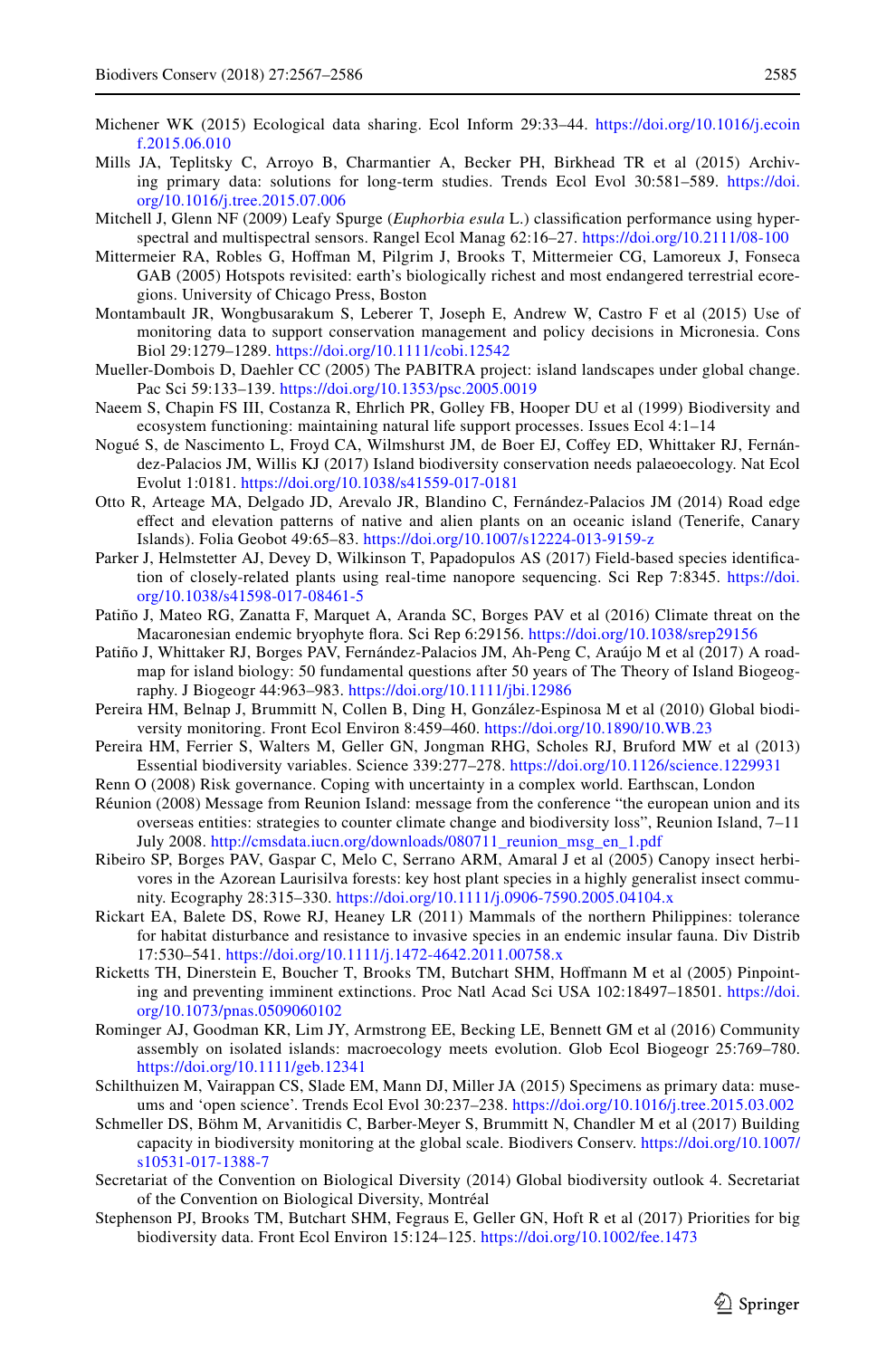Michener WK (2015) Ecological data sharing. Ecol Inform 29:33–44. https://doi.org/10.1016/j.ecoinf.2015.06.010

Mills JA, Teplitsky C, Arroyo B, Charmantier A, Becker PH, Birkhead TR et al (2015) Archiving primary data: solutions for long-term studies. Trends Ecol Evol 30:581–589. https://doi.org/10.1016/j.tree.2015.07.006

Mitchell J, Glenn NF (2009) Leafy Spurge (*Euphorbia esula* L.) classification performance using hyperspectral and multispectral sensors. Rangel Ecol Manag 62:16–27. https://doi.org/10.2111/08-100

Mittermeier RA, Robles G, Hoffman M, Pilgrim J, Brooks T, Mittermeier CG, Lamoreux J, Fonseca GAB (2005) Hotspots revisited: earth's biologically richest and most endangered terrestrial ecoregions. University of Chicago Press, Boston

Montambault JR, Wongbusarakum S, Leberer T, Joseph E, Andrew W, Castro F et al (2015) Use of monitoring data to support conservation management and policy decisions in Micronesia. Cons Biol 29:1279–1289. https://doi.org/10.1111/cobi.12542

Mueller-Dombois D, Daehler CC (2005) The PABITRA project: island landscapes under global change. Pac Sci 59:133–139. https://doi.org/10.1353/psc.2005.0019

Naeem S, Chapin FS III, Costanza R, Ehrlich PR, Golley FB, Hooper DU et al (1999) Biodiversity and ecosystem functioning: maintaining natural life support processes. Issues Ecol 4:1–14

Nogué S, de Nascimento L, Froyd CA, Wilmshurst JM, de Boer EJ, Coffey ED, Whittaker RJ, Fernández-Palacios JM, Willis KJ (2017) Island biodiversity conservation needs palaeoecology. Nat Ecol Evolut 1:0181. https://doi.org/10.1038/s41559-017-0181

Otto R, Arteage MA, Delgado JD, Arevalo JR, Blandino C, Fernández-Palacios JM (2014) Road edge effect and elevation patterns of native and alien plants on an oceanic island (Tenerife, Canary Islands). Folia Geobot 49:65–83. https://doi.org/10.1007/s12224-013-9159-z

Parker J, Helmstetter AJ, Devey D, Wilkinson T, Papadopulos AS (2017) Field-based species identification of closely-related plants using real-time nanopore sequencing. Sci Rep 7:8345. https://doi.org/10.1038/s41598-017-08461-5

Patiño J, Mateo RG, Zanatta F, Marquet A, Aranda SC, Borges PAV et al (2016) Climate threat on the Macaronesian endemic bryophyte flora. Sci Rep 6:29156. https://doi.org/10.1038/srep29156

Patiño J, Whittaker RJ, Borges PAV, Fernández-Palacios JM, Ah-Peng C, Araújo M et al (2017) A roadmap for island biology: 50 fundamental questions after 50 years of The Theory of Island Biogeography. J Biogeogr 44:963–983. https://doi.org/10.1111/jbi.12986

Pereira HM, Belnap J, Brummitt N, Collen B, Ding H, González-Espinosa M et al (2010) Global biodiversity monitoring. Front Ecol Environ 8:459–460. https://doi.org/10.1890/10.WB.23

Pereira HM, Ferrier S, Walters M, Geller GN, Jongman RHG, Scholes RJ, Bruford MW et al (2013) Essential biodiversity variables. Science 339:277–278. https://doi.org/10.1126/science.1229931

Renn O (2008) Risk governance. Coping with uncertainty in a complex world. Earthscan, London

Réunion (2008) Message from Reunion Island: message from the conference "the european union and its overseas entities: strategies to counter climate change and biodiversity loss", Reunion Island, 7–11 July 2008. http://cmsdata.iucn.org/downloads/080711_reunion_msg_en_1.pdf

Ribeiro SP, Borges PAV, Gaspar C, Melo C, Serrano ARM, Amaral J et al (2005) Canopy insect herbivores in the Azorean Laurisilva forests: key host plant species in a highly generalist insect community. Ecography 28:315–330. https://doi.org/10.1111/j.0906-7590.2005.04104.x

Rickart EA, Balete DS, Rowe RJ, Heaney LR (2011) Mammals of the northern Philippines: tolerance for habitat disturbance and resistance to invasive species in an endemic insular fauna. Div Distrib 17:530–541. https://doi.org/10.1111/j.1472-4642.2011.00758.x

Ricketts TH, Dinerstein E, Boucher T, Brooks TM, Butchart SHM, Hoffmann M et al (2005) Pinpointing and preventing imminent extinctions. Proc Natl Acad Sci USA 102:18497–18501. https://doi.org/10.1073/pnas.0509060102

Rominger AJ, Goodman KR, Lim JY, Armstrong EE, Becking LE, Bennett GM et al (2016) Community assembly on isolated islands: macroecology meets evolution. Glob Ecol Biogeogr 25:769–780. https://doi.org/10.1111/geb.12341

Schilthuizen M, Vairappan CS, Slade EM, Mann DJ, Miller JA (2015) Specimens as primary data: museums and 'open science'. Trends Ecol Evol 30:237–238. https://doi.org/10.1016/j.tree.2015.03.002

Schmeller DS, Böhm M, Arvanitidis C, Barber-Meyer S, Brummitt N, Chandler M et al (2017) Building capacity in biodiversity monitoring at the global scale. Biodivers Conserv. https://doi.org/10.1007/s10531-017-1388-7

Secretariat of the Convention on Biological Diversity (2014) Global biodiversity outlook 4. Secretariat of the Convention on Biological Diversity, Montréal

Stephenson PJ, Brooks TM, Butchart SHM, Fegraus E, Geller GN, Hoft R et al (2017) Priorities for big biodiversity data. Front Ecol Environ 15:124–125. https://doi.org/10.1002/fee.1473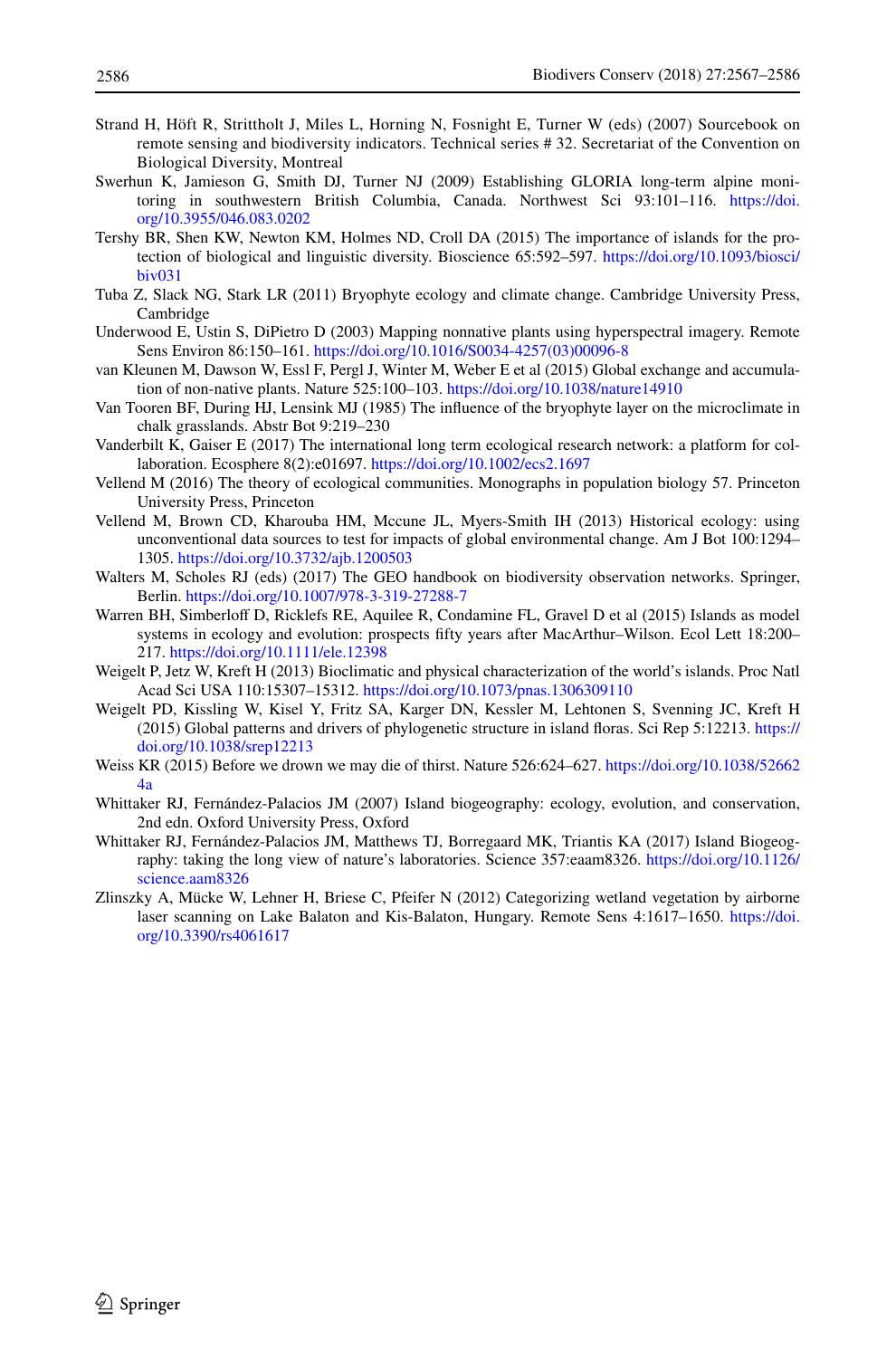Strand H, Höft R, Strittholt J, Miles L, Horning N, Fosnight E, Turner W (eds) (2007) Sourcebook on remote sensing and biodiversity indicators. Technical series # 32. Secretariat of the Convention on Biological Diversity, Montreal

Swerhun K, Jamieson G, Smith DJ, Turner NJ (2009) Establishing GLORIA long-term alpine monitoring in southwestern British Columbia, Canada. Northwest Sci 93:101–116. https://doi.org/10.3955/046.083.0202

Tershy BR, Shen KW, Newton KM, Holmes ND, Croll DA (2015) The importance of islands for the protection of biological and linguistic diversity. Bioscience 65:592–597. https://doi.org/10.1093/biosci/biv031

Tuba Z, Slack NG, Stark LR (2011) Bryophyte ecology and climate change. Cambridge University Press, Cambridge

Underwood E, Ustin S, DiPietro D (2003) Mapping nonnative plants using hyperspectral imagery. Remote Sens Environ 86:150–161. https://doi.org/10.1016/S0034-4257(03)00096-8

van Kleunen M, Dawson W, Essl F, Pergl J, Winter M, Weber E et al (2015) Global exchange and accumulation of non-native plants. Nature 525:100–103. https://doi.org/10.1038/nature14910

Van Tooren BF, During HJ, Lensink MJ (1985) The influence of the bryophyte layer on the microclimate in chalk grasslands. Abstr Bot 9:219–230

Vanderbilt K, Gaiser E (2017) The international long term ecological research network: a platform for collaboration. Ecosphere 8(2):e01697. https://doi.org/10.1002/ecs2.1697

Vellend M (2016) The theory of ecological communities. Monographs in population biology 57. Princeton University Press, Princeton

Vellend M, Brown CD, Kharouba HM, Mccune JL, Myers-Smith IH (2013) Historical ecology: using unconventional data sources to test for impacts of global environmental change. Am J Bot 100:1294–1305. https://doi.org/10.3732/ajb.1200503

Walters M, Scholes RJ (eds) (2017) The GEO handbook on biodiversity observation networks. Springer, Berlin. https://doi.org/10.1007/978-3-319-27288-7

Warren BH, Simberloff D, Ricklefs RE, Aquilee R, Condamine FL, Gravel D et al (2015) Islands as model systems in ecology and evolution: prospects fifty years after MacArthur–Wilson. Ecol Lett 18:200–217. https://doi.org/10.1111/ele.12398

Weigelt P, Jetz W, Kreft H (2013) Bioclimatic and physical characterization of the world's islands. Proc Natl Acad Sci USA 110:15307–15312. https://doi.org/10.1073/pnas.1306309110

Weigelt PD, Kissling W, Kisel Y, Fritz SA, Karger DN, Kessler M, Lehtonen S, Svenning JC, Kreft H (2015) Global patterns and drivers of phylogenetic structure in island floras. Sci Rep 5:12213. https://doi.org/10.1038/srep12213

Weiss KR (2015) Before we drown we may die of thirst. Nature 526:624–627. https://doi.org/10.1038/526624a

Whittaker RJ, Fernández-Palacios JM (2007) Island biogeography: ecology, evolution, and conservation, 2nd edn. Oxford University Press, Oxford

Whittaker RJ, Fernández-Palacios JM, Matthews TJ, Borregaard MK, Triantis KA (2017) Island Biogeography: taking the long view of nature's laboratories. Science 357:eaam8326. https://doi.org/10.1126/science.aam8326

Zlinszky A, Mücke W, Lehner H, Briese C, Pfeifer N (2012) Categorizing wetland vegetation by airborne laser scanning on Lake Balaton and Kis-Balaton, Hungary. Remote Sens 4:1617–1650. https://doi.org/10.3390/rs4061617